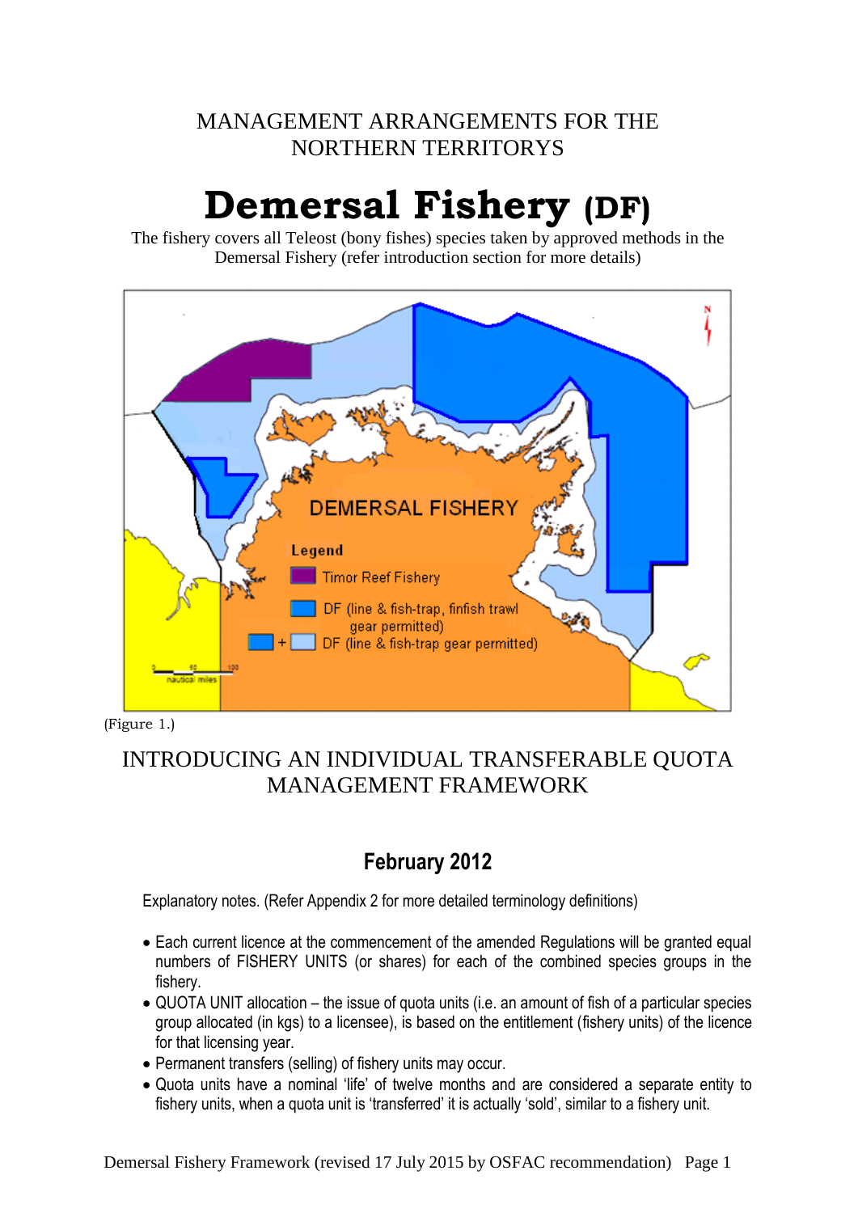MANAGEMENT ARRANGEMENTS FOR THE NORTHERN TERRITORYS

# Demersal Fishery (DF)

The fishery covers all Teleost (bony fishes) species taken by approved methods in the Demersal Fishery (refer introduction section for more details)

(Figure 1.)

## INTRODUCING AN INDIVIDUAL TRANSFERABLE QUOTA MANAGEMENT FRAMEWORK

### February 2012

Explanatory notes. (Refer Appendix 2 for more detailed terminology definitions)

- Each current licence at the commencement of the amended Regulations will be granted equal numbers of FISHERY UNITS (or shares) for each of the combined species groups in the fishery.
- QUOTA UNIT allocation – the issue of quota units (i.e. an amount of fish of a particular species group allocated (in kgs) to a licensee), is based on the entitlement (fishery units) of the licence for that licensing year.
- Permanent transfers (selling) of fishery units may occur.
- Quota units have a nominal 'life' of twelve months and are considered a separate entity to fishery units, when a quota unit is 'transferred' it is actually 'sold', similar to a fishery unit.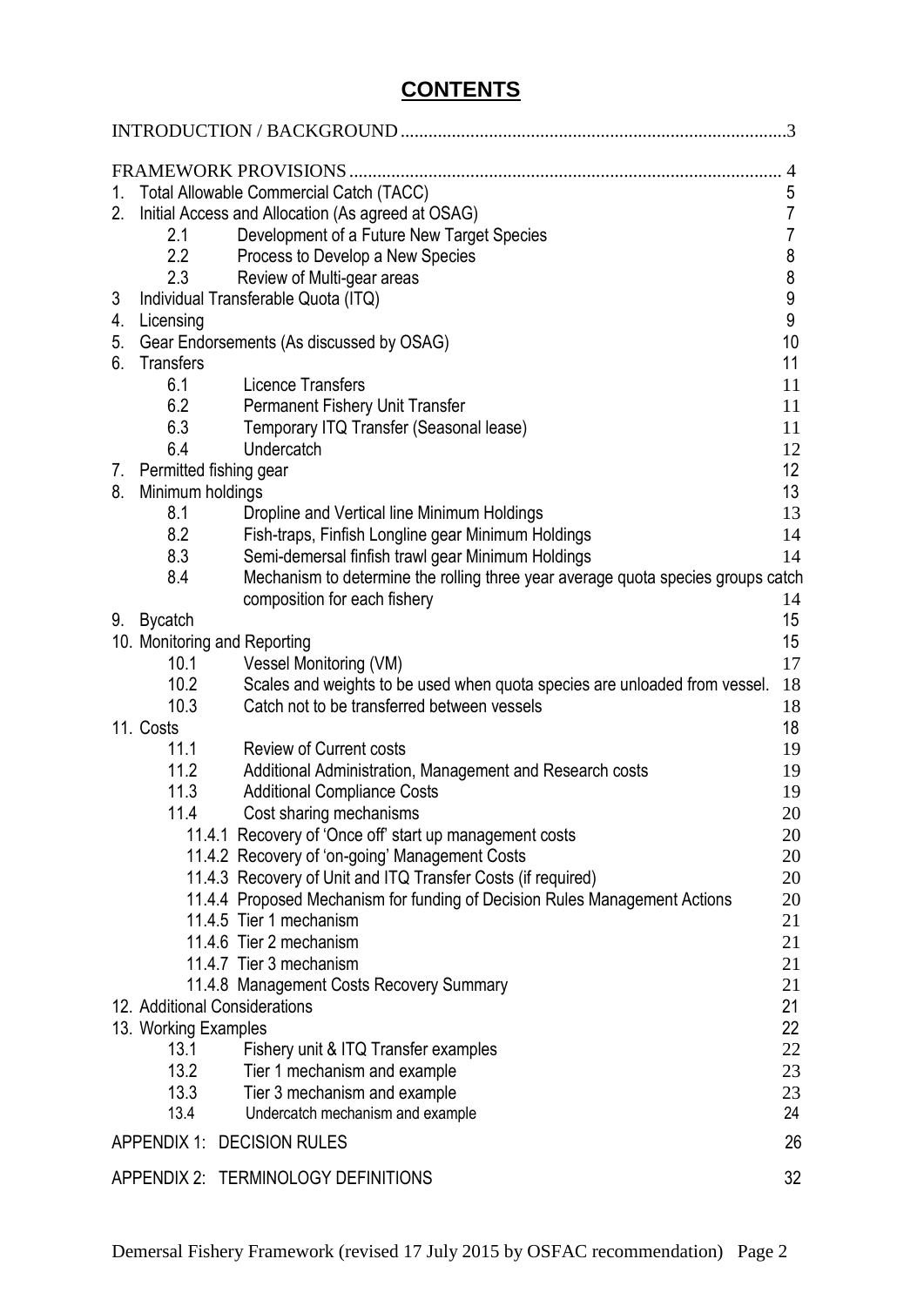# CONTENTS

INTRODUCTION / BACKGROUND .......... 3

FRAMEWORK PROVISIONS .......... 4

1. Total Allowable Commercial Catch (TACC) 5
2. Initial Access and Allocation (As agreed at OSAG) 7
   - 2.1 Development of a Future New Target Species 7
   - 2.2 Process to Develop a New Species 8
   - 2.3 Review of Multi-gear areas 8
3. Individual Transferable Quota (ITQ) 9
4. Licensing 9
5. Gear Endorsements (As discussed by OSAG) 10
6. Transfers 11
   - 6.1 Licence Transfers 11
   - 6.2 Permanent Fishery Unit Transfer 11
   - 6.3 Temporary ITQ Transfer (Seasonal lease) 11
   - 6.4 Undercatch 12
7. Permitted fishing gear 12
8. Minimum holdings 13
   - 8.1 Dropline and Vertical line Minimum Holdings 13
   - 8.2 Fish-traps, Finfish Longline gear Minimum Holdings 14
   - 8.3 Semi-demersal finfish trawl gear Minimum Holdings 14
   - 8.4 Mechanism to determine the rolling three year average quota species groups catch composition for each fishery 14
9. Bycatch 15
10. Monitoring and Reporting 15
    - 10.1 Vessel Monitoring (VM) 17
    - 10.2 Scales and weights to be used when quota species are unloaded from vessel. 18
    - 10.3 Catch not to be transferred between vessels 18
11. Costs 18
    - 11.1 Review of Current costs 19
    - 11.2 Additional Administration, Management and Research costs 19
    - 11.3 Additional Compliance Costs 19
    - 11.4 Cost sharing mechanisms 20
      - 11.4.1 Recovery of 'Once off' start up management costs 20
      - 11.4.2 Recovery of 'on-going' Management Costs 20
      - 11.4.3 Recovery of Unit and ITQ Transfer Costs (if required) 20
      - 11.4.4 Proposed Mechanism for funding of Decision Rules Management Actions 20
      - 11.4.5 Tier 1 mechanism 21
      - 11.4.6 Tier 2 mechanism 21
      - 11.4.7 Tier 3 mechanism 21
      - 11.4.8 Management Costs Recovery Summary 21
12. Additional Considerations 21
13. Working Examples 22
    - 13.1 Fishery unit & ITQ Transfer examples 22
    - 13.2 Tier 1 mechanism and example 23
    - 13.3 Tier 3 mechanism and example 23
    - 13.4 Undercatch mechanism and example 24

APPENDIX 1: DECISION RULES 26

APPENDIX 2: TERMINOLOGY DEFINITIONS 32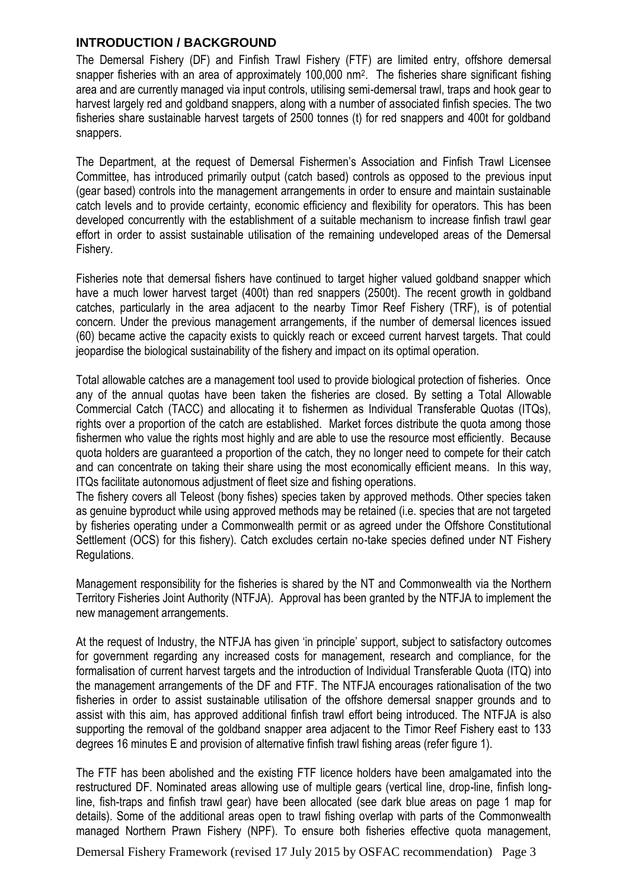## INTRODUCTION / BACKGROUND

The Demersal Fishery (DF) and Finfish Trawl Fishery (FTF) are limited entry, offshore demersal snapper fisheries with an area of approximately 100,000 nm$^2$. The fisheries share significant fishing area and are currently managed via input controls, utilising semi-demersal trawl, traps and hook gear to harvest largely red and goldband snappers, along with a number of associated finfish species. The two fisheries share sustainable harvest targets of 2500 tonnes (t) for red snappers and 400t for goldband snappers.

The Department, at the request of Demersal Fishermen's Association and Finfish Trawl Licensee Committee, has introduced primarily output (catch based) controls as opposed to the previous input (gear based) controls into the management arrangements in order to ensure and maintain sustainable catch levels and to provide certainty, economic efficiency and flexibility for operators. This has been developed concurrently with the establishment of a suitable mechanism to increase finfish trawl gear effort in order to assist sustainable utilisation of the remaining undeveloped areas of the Demersal Fishery.

Fisheries note that demersal fishers have continued to target higher valued goldband snapper which have a much lower harvest target (400t) than red snappers (2500t). The recent growth in goldband catches, particularly in the area adjacent to the nearby Timor Reef Fishery (TRF), is of potential concern. Under the previous management arrangements, if the number of demersal licences issued (60) became active the capacity exists to quickly reach or exceed current harvest targets. That could jeopardise the biological sustainability of the fishery and impact on its optimal operation.

Total allowable catches are a management tool used to provide biological protection of fisheries. Once any of the annual quotas have been taken the fisheries are closed. By setting a Total Allowable Commercial Catch (TACC) and allocating it to fishermen as Individual Transferable Quotas (ITQs), rights over a proportion of the catch are established. Market forces distribute the quota among those fishermen who value the rights most highly and are able to use the resource most efficiently. Because quota holders are guaranteed a proportion of the catch, they no longer need to compete for their catch and can concentrate on taking their share using the most economically efficient means. In this way, ITQs facilitate autonomous adjustment of fleet size and fishing operations.

The fishery covers all Teleost (bony fishes) species taken by approved methods. Other species taken as genuine byproduct while using approved methods may be retained (i.e. species that are not targeted by fisheries operating under a Commonwealth permit or as agreed under the Offshore Constitutional Settlement (OCS) for this fishery). Catch excludes certain no-take species defined under NT Fishery Regulations.

Management responsibility for the fisheries is shared by the NT and Commonwealth via the Northern Territory Fisheries Joint Authority (NTFJA). Approval has been granted by the NTFJA to implement the new management arrangements.

At the request of Industry, the NTFJA has given 'in principle' support, subject to satisfactory outcomes for government regarding any increased costs for management, research and compliance, for the formalisation of current harvest targets and the introduction of Individual Transferable Quota (ITQ) into the management arrangements of the DF and FTF. The NTFJA encourages rationalisation of the two fisheries in order to assist sustainable utilisation of the offshore demersal snapper grounds and to assist with this aim, has approved additional finfish trawl effort being introduced. The NTFJA is also supporting the removal of the goldband snapper area adjacent to the Timor Reef Fishery east to 133 degrees 16 minutes E and provision of alternative finfish trawl fishing areas (refer figure 1).

The FTF has been abolished and the existing FTF licence holders have been amalgamated into the restructured DF. Nominated areas allowing use of multiple gears (vertical line, drop-line, finfish long-line, fish-traps and finfish trawl gear) have been allocated (see dark blue areas on page 1 map for details). Some of the additional areas open to trawl fishing overlap with parts of the Commonwealth managed Northern Prawn Fishery (NPF). To ensure both fisheries effective quota management,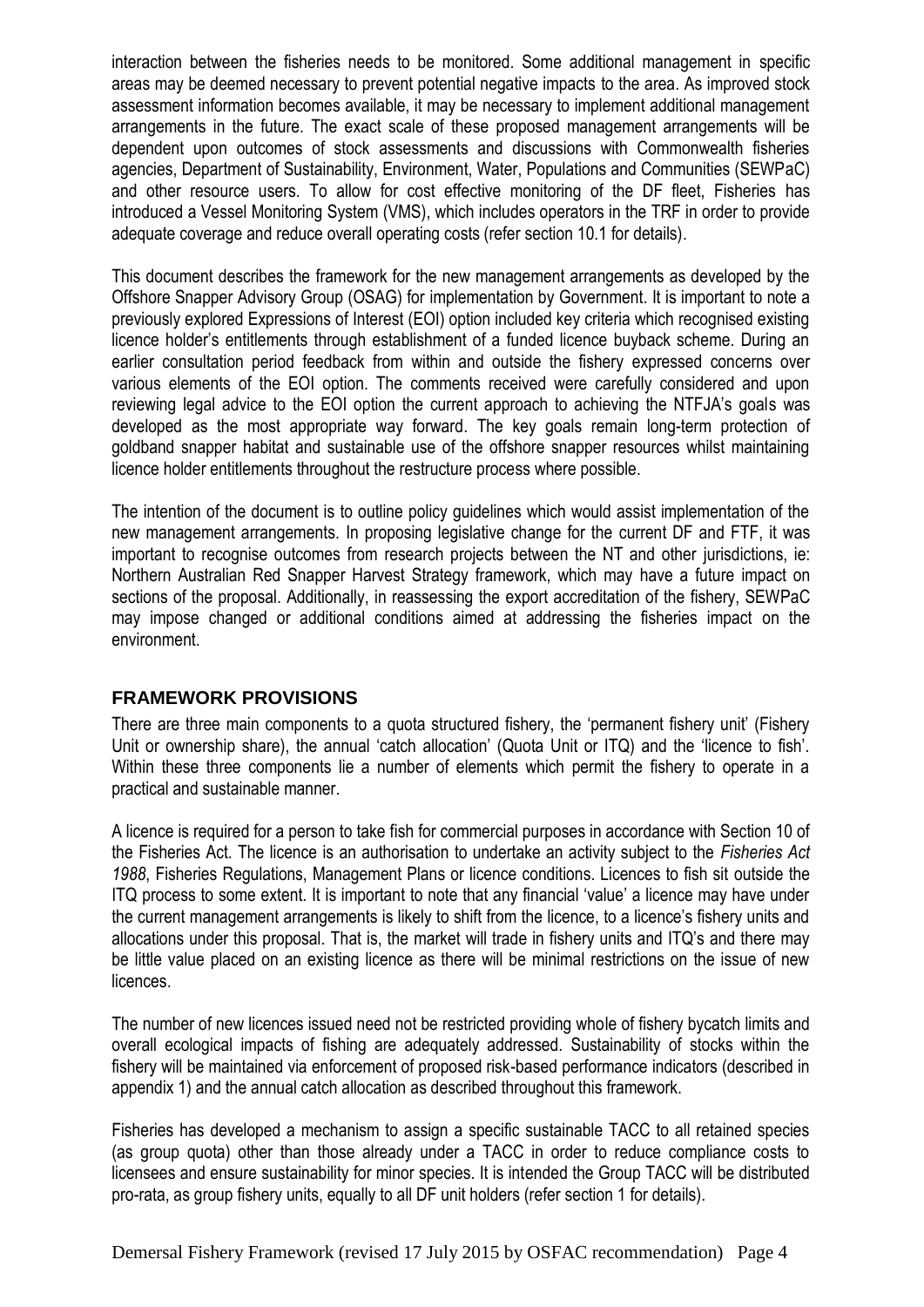interaction between the fisheries needs to be monitored. Some additional management in specific areas may be deemed necessary to prevent potential negative impacts to the area. As improved stock assessment information becomes available, it may be necessary to implement additional management arrangements in the future. The exact scale of these proposed management arrangements will be dependent upon outcomes of stock assessments and discussions with Commonwealth fisheries agencies, Department of Sustainability, Environment, Water, Populations and Communities (SEWPaC) and other resource users. To allow for cost effective monitoring of the DF fleet, Fisheries has introduced a Vessel Monitoring System (VMS), which includes operators in the TRF in order to provide adequate coverage and reduce overall operating costs (refer section 10.1 for details).

This document describes the framework for the new management arrangements as developed by the Offshore Snapper Advisory Group (OSAG) for implementation by Government. It is important to note a previously explored Expressions of Interest (EOI) option included key criteria which recognised existing licence holder's entitlements through establishment of a funded licence buyback scheme. During an earlier consultation period feedback from within and outside the fishery expressed concerns over various elements of the EOI option. The comments received were carefully considered and upon reviewing legal advice to the EOI option the current approach to achieving the NTFJA's goals was developed as the most appropriate way forward. The key goals remain long-term protection of goldband snapper habitat and sustainable use of the offshore snapper resources whilst maintaining licence holder entitlements throughout the restructure process where possible.

The intention of the document is to outline policy guidelines which would assist implementation of the new management arrangements. In proposing legislative change for the current DF and FTF, it was important to recognise outcomes from research projects between the NT and other jurisdictions, ie: Northern Australian Red Snapper Harvest Strategy framework, which may have a future impact on sections of the proposal. Additionally, in reassessing the export accreditation of the fishery, SEWPaC may impose changed or additional conditions aimed at addressing the fisheries impact on the environment.

## FRAMEWORK PROVISIONS

There are three main components to a quota structured fishery, the 'permanent fishery unit' (Fishery Unit or ownership share), the annual 'catch allocation' (Quota Unit or ITQ) and the 'licence to fish'. Within these three components lie a number of elements which permit the fishery to operate in a practical and sustainable manner.

A licence is required for a person to take fish for commercial purposes in accordance with Section 10 of the Fisheries Act. The licence is an authorisation to undertake an activity subject to the *Fisheries Act 1988*, Fisheries Regulations, Management Plans or licence conditions. Licences to fish sit outside the ITQ process to some extent. It is important to note that any financial 'value' a licence may have under the current management arrangements is likely to shift from the licence, to a licence's fishery units and allocations under this proposal. That is, the market will trade in fishery units and ITQ's and there may be little value placed on an existing licence as there will be minimal restrictions on the issue of new licences.

The number of new licences issued need not be restricted providing whole of fishery bycatch limits and overall ecological impacts of fishing are adequately addressed. Sustainability of stocks within the fishery will be maintained via enforcement of proposed risk-based performance indicators (described in appendix 1) and the annual catch allocation as described throughout this framework.

Fisheries has developed a mechanism to assign a specific sustainable TACC to all retained species (as group quota) other than those already under a TACC in order to reduce compliance costs to licensees and ensure sustainability for minor species. It is intended the Group TACC will be distributed pro-rata, as group fishery units, equally to all DF unit holders (refer section 1 for details).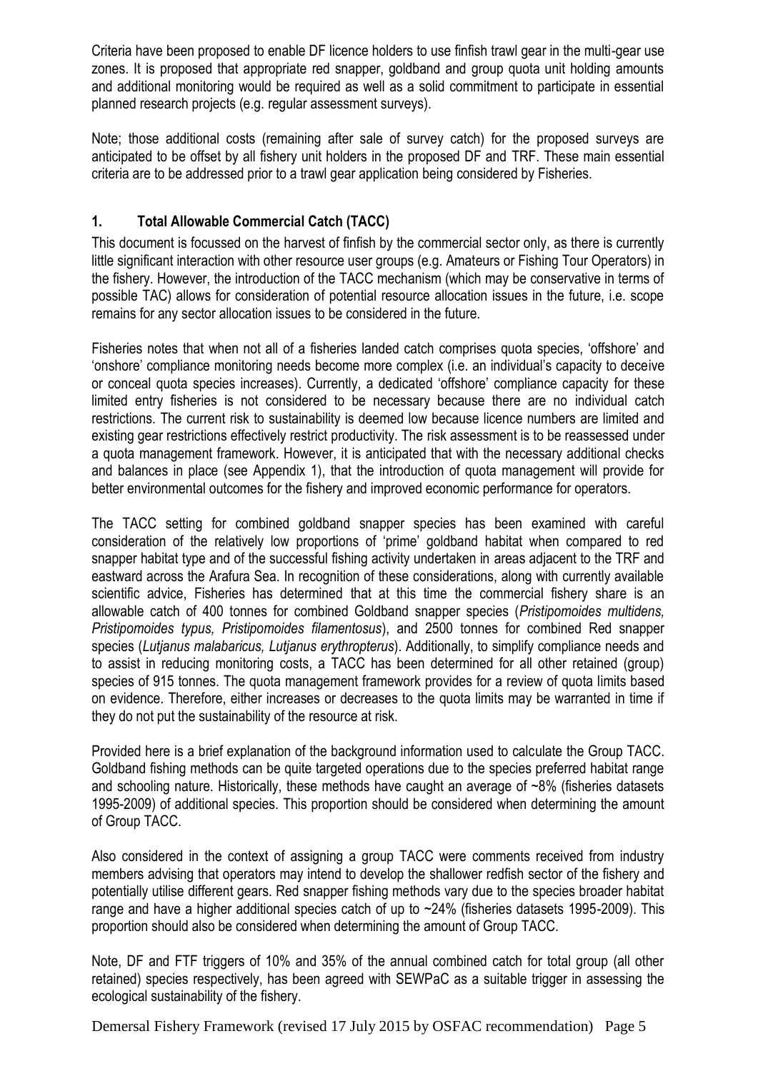Criteria have been proposed to enable DF licence holders to use finfish trawl gear in the multi-gear use zones. It is proposed that appropriate red snapper, goldband and group quota unit holding amounts and additional monitoring would be required as well as a solid commitment to participate in essential planned research projects (e.g. regular assessment surveys).

Note; those additional costs (remaining after sale of survey catch) for the proposed surveys are anticipated to be offset by all fishery unit holders in the proposed DF and TRF. These main essential criteria are to be addressed prior to a trawl gear application being considered by Fisheries.

## 1. Total Allowable Commercial Catch (TACC)

This document is focussed on the harvest of finfish by the commercial sector only, as there is currently little significant interaction with other resource user groups (e.g. Amateurs or Fishing Tour Operators) in the fishery. However, the introduction of the TACC mechanism (which may be conservative in terms of possible TAC) allows for consideration of potential resource allocation issues in the future, i.e. scope remains for any sector allocation issues to be considered in the future.

Fisheries notes that when not all of a fisheries landed catch comprises quota species, 'offshore' and 'onshore' compliance monitoring needs become more complex (i.e. an individual's capacity to deceive or conceal quota species increases). Currently, a dedicated 'offshore' compliance capacity for these limited entry fisheries is not considered to be necessary because there are no individual catch restrictions. The current risk to sustainability is deemed low because licence numbers are limited and existing gear restrictions effectively restrict productivity. The risk assessment is to be reassessed under a quota management framework. However, it is anticipated that with the necessary additional checks and balances in place (see Appendix 1), that the introduction of quota management will provide for better environmental outcomes for the fishery and improved economic performance for operators.

The TACC setting for combined goldband snapper species has been examined with careful consideration of the relatively low proportions of 'prime' goldband habitat when compared to red snapper habitat type and of the successful fishing activity undertaken in areas adjacent to the TRF and eastward across the Arafura Sea. In recognition of these considerations, along with currently available scientific advice, Fisheries has determined that at this time the commercial fishery share is an allowable catch of 400 tonnes for combined Goldband snapper species (*Pristipomoides multidens, Pristipomoides typus, Pristipomoides filamentosus*), and 2500 tonnes for combined Red snapper species (*Lutjanus malabaricus, Lutjanus erythropterus*). Additionally, to simplify compliance needs and to assist in reducing monitoring costs, a TACC has been determined for all other retained (group) species of 915 tonnes. The quota management framework provides for a review of quota limits based on evidence. Therefore, either increases or decreases to the quota limits may be warranted in time if they do not put the sustainability of the resource at risk.

Provided here is a brief explanation of the background information used to calculate the Group TACC. Goldband fishing methods can be quite targeted operations due to the species preferred habitat range and schooling nature. Historically, these methods have caught an average of ~8% (fisheries datasets 1995-2009) of additional species. This proportion should be considered when determining the amount of Group TACC.

Also considered in the context of assigning a group TACC were comments received from industry members advising that operators may intend to develop the shallower redfish sector of the fishery and potentially utilise different gears. Red snapper fishing methods vary due to the species broader habitat range and have a higher additional species catch of up to ~24% (fisheries datasets 1995-2009). This proportion should also be considered when determining the amount of Group TACC.

Note, DF and FTF triggers of 10% and 35% of the annual combined catch for total group (all other retained) species respectively, has been agreed with SEWPaC as a suitable trigger in assessing the ecological sustainability of the fishery.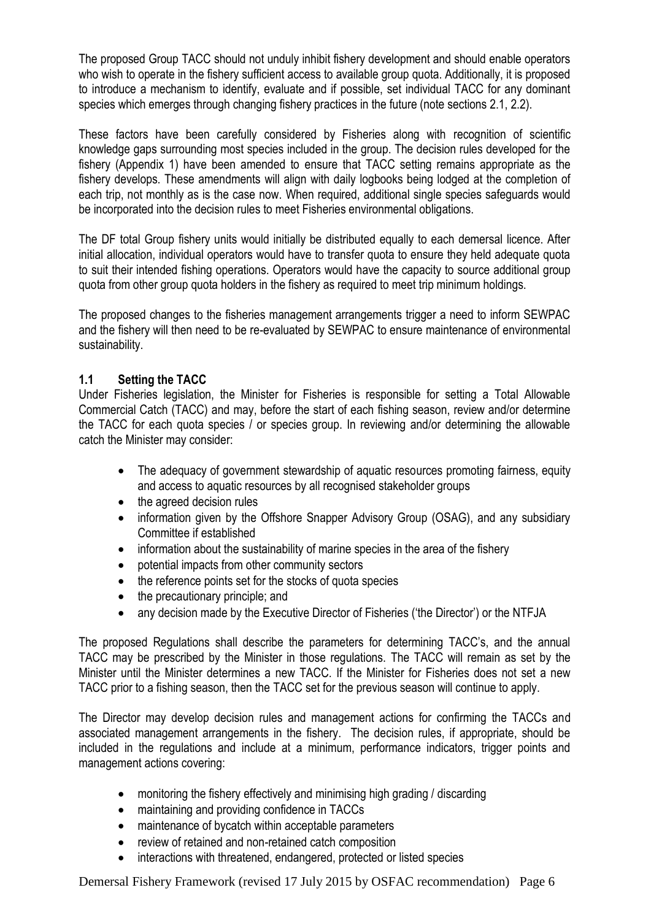The proposed Group TACC should not unduly inhibit fishery development and should enable operators who wish to operate in the fishery sufficient access to available group quota. Additionally, it is proposed to introduce a mechanism to identify, evaluate and if possible, set individual TACC for any dominant species which emerges through changing fishery practices in the future (note sections 2.1, 2.2).

These factors have been carefully considered by Fisheries along with recognition of scientific knowledge gaps surrounding most species included in the group. The decision rules developed for the fishery (Appendix 1) have been amended to ensure that TACC setting remains appropriate as the fishery develops. These amendments will align with daily logbooks being lodged at the completion of each trip, not monthly as is the case now. When required, additional single species safeguards would be incorporated into the decision rules to meet Fisheries environmental obligations.

The DF total Group fishery units would initially be distributed equally to each demersal licence. After initial allocation, individual operators would have to transfer quota to ensure they held adequate quota to suit their intended fishing operations. Operators would have the capacity to source additional group quota from other group quota holders in the fishery as required to meet trip minimum holdings.

The proposed changes to the fisheries management arrangements trigger a need to inform SEWPAC and the fishery will then need to be re-evaluated by SEWPAC to ensure maintenance of environmental sustainability.

## 1.1 Setting the TACC

Under Fisheries legislation, the Minister for Fisheries is responsible for setting a Total Allowable Commercial Catch (TACC) and may, before the start of each fishing season, review and/or determine the TACC for each quota species / or species group. In reviewing and/or determining the allowable catch the Minister may consider:

- The adequacy of government stewardship of aquatic resources promoting fairness, equity and access to aquatic resources by all recognised stakeholder groups
- the agreed decision rules
- information given by the Offshore Snapper Advisory Group (OSAG), and any subsidiary Committee if established
- information about the sustainability of marine species in the area of the fishery
- potential impacts from other community sectors
- the reference points set for the stocks of quota species
- the precautionary principle; and
- any decision made by the Executive Director of Fisheries ('the Director') or the NTFJA

The proposed Regulations shall describe the parameters for determining TACC's, and the annual TACC may be prescribed by the Minister in those regulations. The TACC will remain as set by the Minister until the Minister determines a new TACC. If the Minister for Fisheries does not set a new TACC prior to a fishing season, then the TACC set for the previous season will continue to apply.

The Director may develop decision rules and management actions for confirming the TACCs and associated management arrangements in the fishery. The decision rules, if appropriate, should be included in the regulations and include at a minimum, performance indicators, trigger points and management actions covering:

- monitoring the fishery effectively and minimising high grading / discarding
- maintaining and providing confidence in TACCs
- maintenance of bycatch within acceptable parameters
- review of retained and non-retained catch composition
- interactions with threatened, endangered, protected or listed species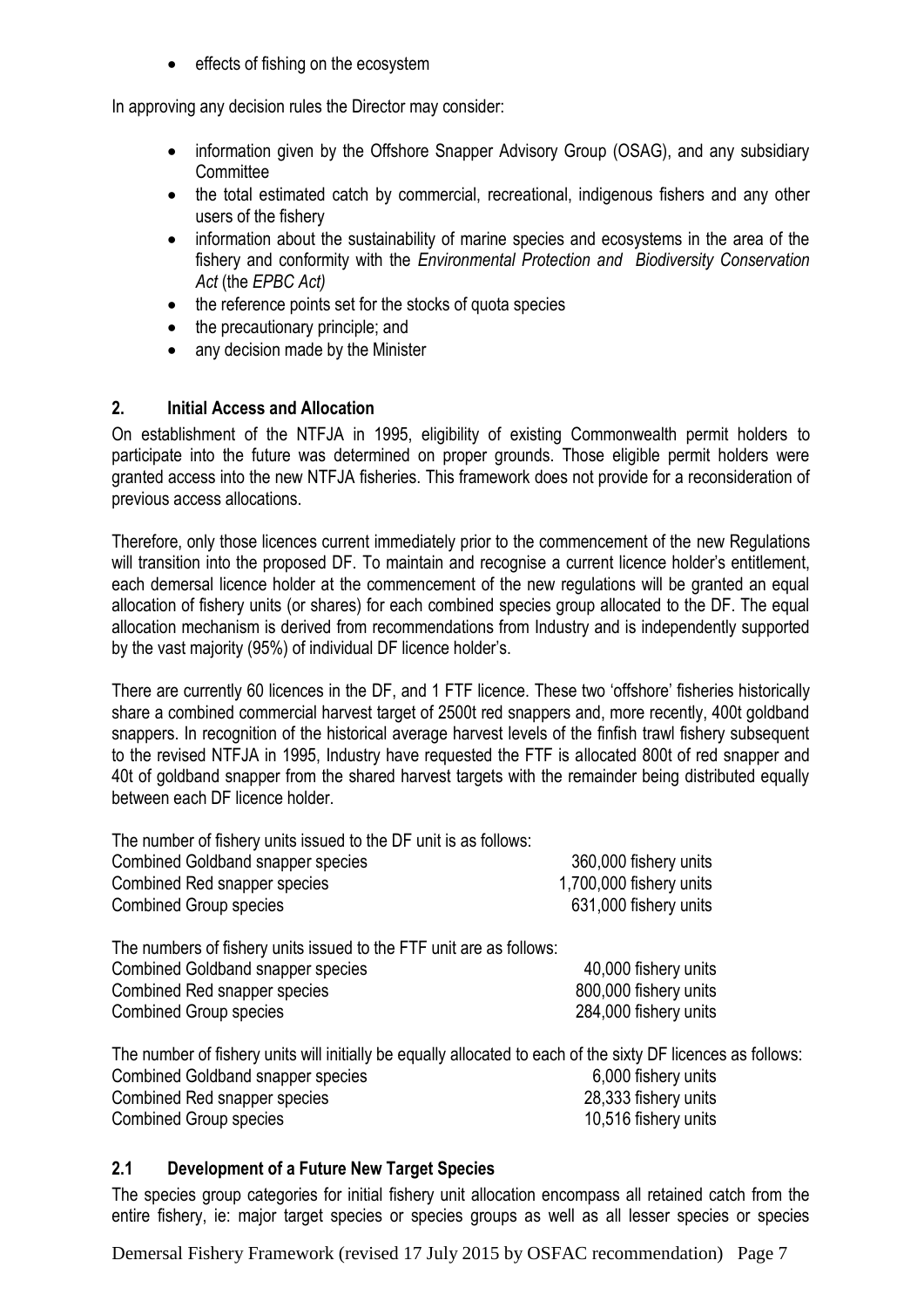- effects of fishing on the ecosystem

In approving any decision rules the Director may consider:

- information given by the Offshore Snapper Advisory Group (OSAG), and any subsidiary Committee
- the total estimated catch by commercial, recreational, indigenous fishers and any other users of the fishery
- information about the sustainability of marine species and ecosystems in the area of the fishery and conformity with the *Environmental Protection and Biodiversity Conservation Act* (the *EPBC Act)*
- the reference points set for the stocks of quota species
- the precautionary principle; and
- any decision made by the Minister

## 2. Initial Access and Allocation

On establishment of the NTFJA in 1995, eligibility of existing Commonwealth permit holders to participate into the future was determined on proper grounds. Those eligible permit holders were granted access into the new NTFJA fisheries. This framework does not provide for a reconsideration of previous access allocations.

Therefore, only those licences current immediately prior to the commencement of the new Regulations will transition into the proposed DF. To maintain and recognise a current licence holder's entitlement, each demersal licence holder at the commencement of the new regulations will be granted an equal allocation of fishery units (or shares) for each combined species group allocated to the DF. The equal allocation mechanism is derived from recommendations from Industry and is independently supported by the vast majority (95%) of individual DF licence holder's.

There are currently 60 licences in the DF, and 1 FTF licence. These two 'offshore' fisheries historically share a combined commercial harvest target of 2500t red snappers and, more recently, 400t goldband snappers. In recognition of the historical average harvest levels of the finfish trawl fishery subsequent to the revised NTFJA in 1995, Industry have requested the FTF is allocated 800t of red snapper and 40t of goldband snapper from the shared harvest targets with the remainder being distributed equally between each DF licence holder.

The number of fishery units issued to the DF unit is as follows:

| | |
|---|---|
| Combined Goldband snapper species | 360,000 fishery units |
| Combined Red snapper species | 1,700,000 fishery units |
| Combined Group species | 631,000 fishery units |

The numbers of fishery units issued to the FTF unit are as follows:

| | |
|---|---|
| Combined Goldband snapper species | 40,000 fishery units |
| Combined Red snapper species | 800,000 fishery units |
| Combined Group species | 284,000 fishery units |

The number of fishery units will initially be equally allocated to each of the sixty DF licences as follows:

| | |
|---|---|
| Combined Goldband snapper species | 6,000 fishery units |
| Combined Red snapper species | 28,333 fishery units |
| Combined Group species | 10,516 fishery units |

### 2.1 Development of a Future New Target Species

The species group categories for initial fishery unit allocation encompass all retained catch from the entire fishery, ie: major target species or species groups as well as all lesser species or species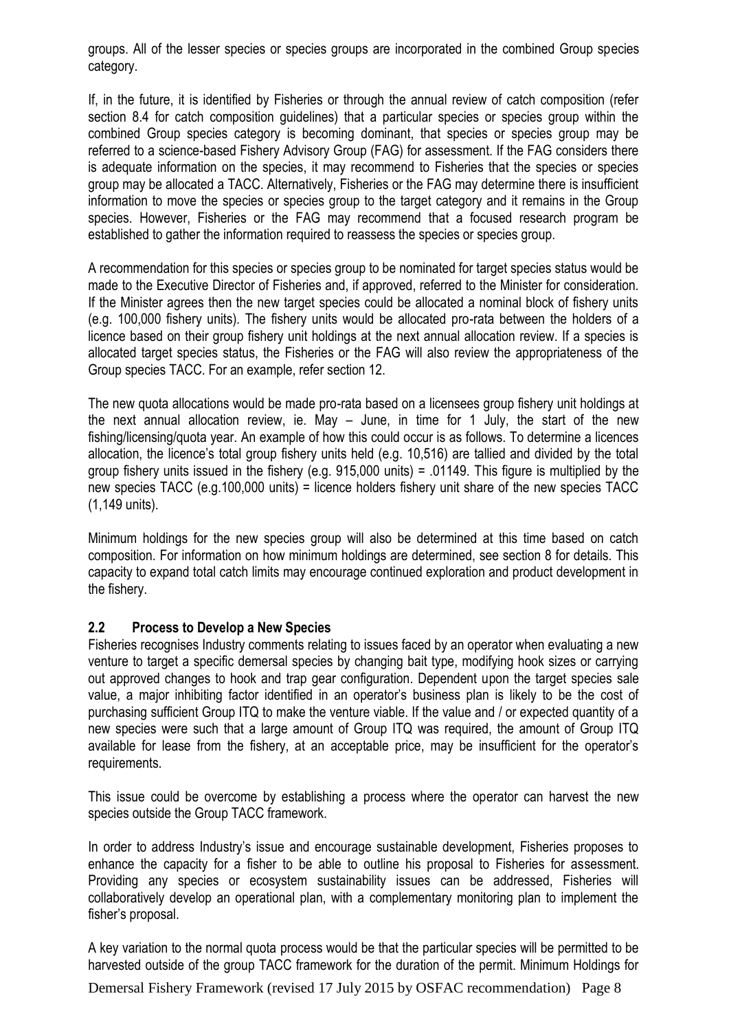groups. All of the lesser species or species groups are incorporated in the combined Group species category.

If, in the future, it is identified by Fisheries or through the annual review of catch composition (refer section 8.4 for catch composition guidelines) that a particular species or species group within the combined Group species category is becoming dominant, that species or species group may be referred to a science-based Fishery Advisory Group (FAG) for assessment. If the FAG considers there is adequate information on the species, it may recommend to Fisheries that the species or species group may be allocated a TACC. Alternatively, Fisheries or the FAG may determine there is insufficient information to move the species or species group to the target category and it remains in the Group species. However, Fisheries or the FAG may recommend that a focused research program be established to gather the information required to reassess the species or species group.

A recommendation for this species or species group to be nominated for target species status would be made to the Executive Director of Fisheries and, if approved, referred to the Minister for consideration. If the Minister agrees then the new target species could be allocated a nominal block of fishery units (e.g. 100,000 fishery units). The fishery units would be allocated pro-rata between the holders of a licence based on their group fishery unit holdings at the next annual allocation review. If a species is allocated target species status, the Fisheries or the FAG will also review the appropriateness of the Group species TACC. For an example, refer section 12.

The new quota allocations would be made pro-rata based on a licensees group fishery unit holdings at the next annual allocation review, ie. May – June, in time for 1 July, the start of the new fishing/licensing/quota year. An example of how this could occur is as follows. To determine a licences allocation, the licence's total group fishery units held (e.g. 10,516) are tallied and divided by the total group fishery units issued in the fishery (e.g. 915,000 units) = .01149. This figure is multiplied by the new species TACC (e.g.100,000 units) = licence holders fishery unit share of the new species TACC (1,149 units).

Minimum holdings for the new species group will also be determined at this time based on catch composition. For information on how minimum holdings are determined, see section 8 for details. This capacity to expand total catch limits may encourage continued exploration and product development in the fishery.

### 2.2 Process to Develop a New Species

Fisheries recognises Industry comments relating to issues faced by an operator when evaluating a new venture to target a specific demersal species by changing bait type, modifying hook sizes or carrying out approved changes to hook and trap gear configuration. Dependent upon the target species sale value, a major inhibiting factor identified in an operator's business plan is likely to be the cost of purchasing sufficient Group ITQ to make the venture viable. If the value and / or expected quantity of a new species were such that a large amount of Group ITQ was required, the amount of Group ITQ available for lease from the fishery, at an acceptable price, may be insufficient for the operator's requirements.

This issue could be overcome by establishing a process where the operator can harvest the new species outside the Group TACC framework.

In order to address Industry's issue and encourage sustainable development, Fisheries proposes to enhance the capacity for a fisher to be able to outline his proposal to Fisheries for assessment. Providing any species or ecosystem sustainability issues can be addressed, Fisheries will collaboratively develop an operational plan, with a complementary monitoring plan to implement the fisher's proposal.

A key variation to the normal quota process would be that the particular species will be permitted to be harvested outside of the group TACC framework for the duration of the permit. Minimum Holdings for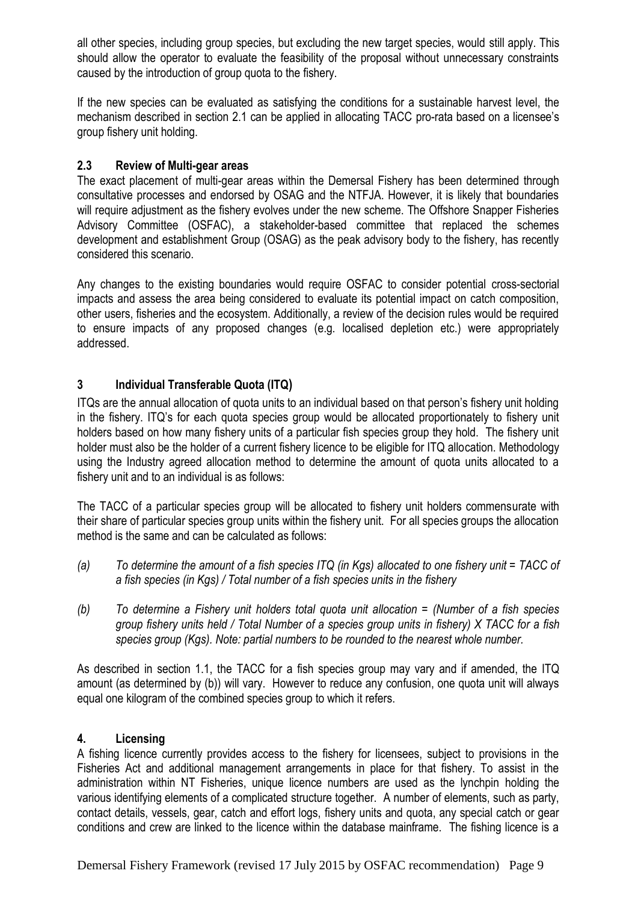all other species, including group species, but excluding the new target species, would still apply. This should allow the operator to evaluate the feasibility of the proposal without unnecessary constraints caused by the introduction of group quota to the fishery.

If the new species can be evaluated as satisfying the conditions for a sustainable harvest level, the mechanism described in section 2.1 can be applied in allocating TACC pro-rata based on a licensee's group fishery unit holding.

### 2.3 Review of Multi-gear areas

The exact placement of multi-gear areas within the Demersal Fishery has been determined through consultative processes and endorsed by OSAG and the NTFJA. However, it is likely that boundaries will require adjustment as the fishery evolves under the new scheme. The Offshore Snapper Fisheries Advisory Committee (OSFAC), a stakeholder-based committee that replaced the schemes development and establishment Group (OSAG) as the peak advisory body to the fishery, has recently considered this scenario.

Any changes to the existing boundaries would require OSFAC to consider potential cross-sectorial impacts and assess the area being considered to evaluate its potential impact on catch composition, other users, fisheries and the ecosystem. Additionally, a review of the decision rules would be required to ensure impacts of any proposed changes (e.g. localised depletion etc.) were appropriately addressed.

## 3 Individual Transferable Quota (ITQ)

ITQs are the annual allocation of quota units to an individual based on that person's fishery unit holding in the fishery. ITQ's for each quota species group would be allocated proportionately to fishery unit holders based on how many fishery units of a particular fish species group they hold. The fishery unit holder must also be the holder of a current fishery licence to be eligible for ITQ allocation. Methodology using the Industry agreed allocation method to determine the amount of quota units allocated to a fishery unit and to an individual is as follows:

The TACC of a particular species group will be allocated to fishery unit holders commensurate with their share of particular species group units within the fishery unit. For all species groups the allocation method is the same and can be calculated as follows:

(a) *To determine the amount of a fish species ITQ (in Kgs) allocated to one fishery unit = TACC of a fish species (in Kgs) / Total number of a fish species units in the fishery*

(b) *To determine a Fishery unit holders total quota unit allocation = (Number of a fish species group fishery units held / Total Number of a species group units in fishery) X TACC for a fish species group (Kgs). Note: partial numbers to be rounded to the nearest whole number.*

As described in section 1.1, the TACC for a fish species group may vary and if amended, the ITQ amount (as determined by (b)) will vary. However to reduce any confusion, one quota unit will always equal one kilogram of the combined species group to which it refers.

## 4. Licensing

A fishing licence currently provides access to the fishery for licensees, subject to provisions in the Fisheries Act and additional management arrangements in place for that fishery. To assist in the administration within NT Fisheries, unique licence numbers are used as the lynchpin holding the various identifying elements of a complicated structure together. A number of elements, such as party, contact details, vessels, gear, catch and effort logs, fishery units and quota, any special catch or gear conditions and crew are linked to the licence within the database mainframe. The fishing licence is a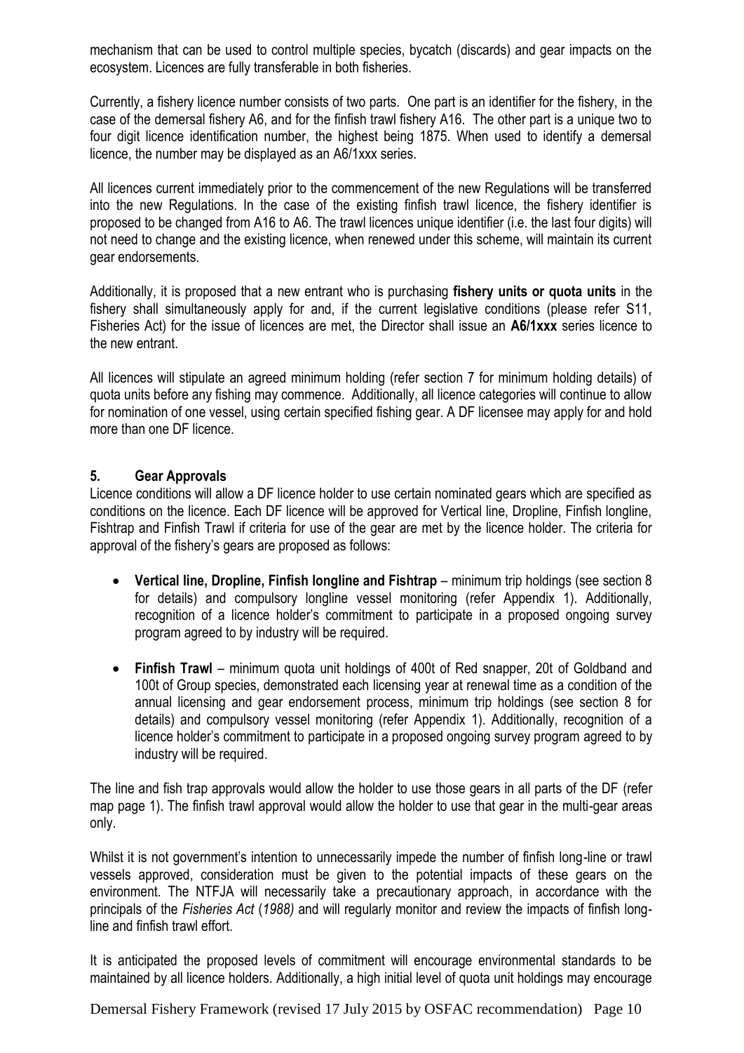mechanism that can be used to control multiple species, bycatch (discards) and gear impacts on the ecosystem. Licences are fully transferable in both fisheries.

Currently, a fishery licence number consists of two parts. One part is an identifier for the fishery, in the case of the demersal fishery A6, and for the finfish trawl fishery A16. The other part is a unique two to four digit licence identification number, the highest being 1875. When used to identify a demersal licence, the number may be displayed as an A6/1xxx series.

All licences current immediately prior to the commencement of the new Regulations will be transferred into the new Regulations. In the case of the existing finfish trawl licence, the fishery identifier is proposed to be changed from A16 to A6. The trawl licences unique identifier (i.e. the last four digits) will not need to change and the existing licence, when renewed under this scheme, will maintain its current gear endorsements.

Additionally, it is proposed that a new entrant who is purchasing **fishery units or quota units** in the fishery shall simultaneously apply for and, if the current legislative conditions (please refer S11, Fisheries Act) for the issue of licences are met, the Director shall issue an **A6/1xxx** series licence to the new entrant.

All licences will stipulate an agreed minimum holding (refer section 7 for minimum holding details) of quota units before any fishing may commence. Additionally, all licence categories will continue to allow for nomination of one vessel, using certain specified fishing gear. A DF licensee may apply for and hold more than one DF licence.

## 5. Gear Approvals

Licence conditions will allow a DF licence holder to use certain nominated gears which are specified as conditions on the licence. Each DF licence will be approved for Vertical line, Dropline, Finfish longline, Fishtrap and Finfish Trawl if criteria for use of the gear are met by the licence holder. The criteria for approval of the fishery's gears are proposed as follows:

- **Vertical line, Dropline, Finfish longline and Fishtrap** – minimum trip holdings (see section 8 for details) and compulsory longline vessel monitoring (refer Appendix 1). Additionally, recognition of a licence holder's commitment to participate in a proposed ongoing survey program agreed to by industry will be required.
- **Finfish Trawl** – minimum quota unit holdings of 400t of Red snapper, 20t of Goldband and 100t of Group species, demonstrated each licensing year at renewal time as a condition of the annual licensing and gear endorsement process, minimum trip holdings (see section 8 for details) and compulsory vessel monitoring (refer Appendix 1). Additionally, recognition of a licence holder's commitment to participate in a proposed ongoing survey program agreed to by industry will be required.

The line and fish trap approvals would allow the holder to use those gears in all parts of the DF (refer map page 1). The finfish trawl approval would allow the holder to use that gear in the multi-gear areas only.

Whilst it is not government's intention to unnecessarily impede the number of finfish long-line or trawl vessels approved, consideration must be given to the potential impacts of these gears on the environment. The NTFJA will necessarily take a precautionary approach, in accordance with the principals of the *Fisheries Act* (*1988)* and will regularly monitor and review the impacts of finfish long-line and finfish trawl effort.

It is anticipated the proposed levels of commitment will encourage environmental standards to be maintained by all licence holders. Additionally, a high initial level of quota unit holdings may encourage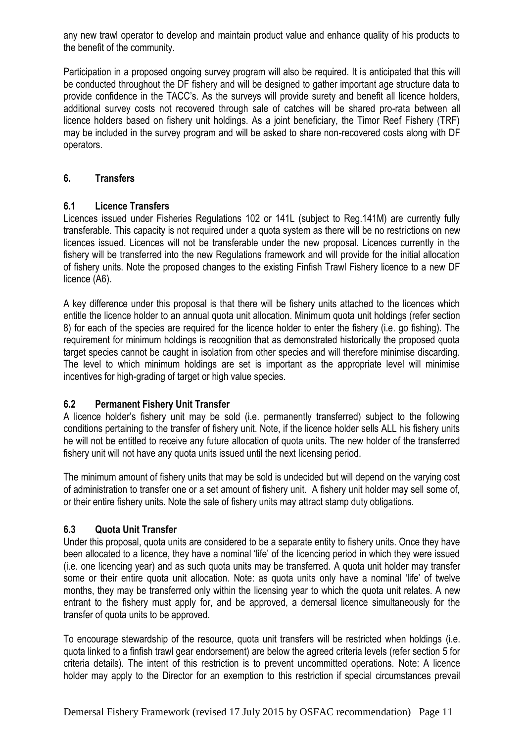any new trawl operator to develop and maintain product value and enhance quality of his products to the benefit of the community.

Participation in a proposed ongoing survey program will also be required. It is anticipated that this will be conducted throughout the DF fishery and will be designed to gather important age structure data to provide confidence in the TACC's. As the surveys will provide surety and benefit all licence holders, additional survey costs not recovered through sale of catches will be shared pro-rata between all licence holders based on fishery unit holdings. As a joint beneficiary, the Timor Reef Fishery (TRF) may be included in the survey program and will be asked to share non-recovered costs along with DF operators.

## 6. Transfers

### 6.1 Licence Transfers

Licences issued under Fisheries Regulations 102 or 141L (subject to Reg.141M) are currently fully transferable. This capacity is not required under a quota system as there will be no restrictions on new licences issued. Licences will not be transferable under the new proposal. Licences currently in the fishery will be transferred into the new Regulations framework and will provide for the initial allocation of fishery units. Note the proposed changes to the existing Finfish Trawl Fishery licence to a new DF licence (A6).

A key difference under this proposal is that there will be fishery units attached to the licences which entitle the licence holder to an annual quota unit allocation. Minimum quota unit holdings (refer section 8) for each of the species are required for the licence holder to enter the fishery (i.e. go fishing). The requirement for minimum holdings is recognition that as demonstrated historically the proposed quota target species cannot be caught in isolation from other species and will therefore minimise discarding. The level to which minimum holdings are set is important as the appropriate level will minimise incentives for high-grading of target or high value species.

### 6.2 Permanent Fishery Unit Transfer

A licence holder's fishery unit may be sold (i.e. permanently transferred) subject to the following conditions pertaining to the transfer of fishery unit. Note, if the licence holder sells ALL his fishery units he will not be entitled to receive any future allocation of quota units. The new holder of the transferred fishery unit will not have any quota units issued until the next licensing period.

The minimum amount of fishery units that may be sold is undecided but will depend on the varying cost of administration to transfer one or a set amount of fishery unit. A fishery unit holder may sell some of, or their entire fishery units. Note the sale of fishery units may attract stamp duty obligations.

### 6.3 Quota Unit Transfer

Under this proposal, quota units are considered to be a separate entity to fishery units. Once they have been allocated to a licence, they have a nominal 'life' of the licencing period in which they were issued (i.e. one licencing year) and as such quota units may be transferred. A quota unit holder may transfer some or their entire quota unit allocation. Note: as quota units only have a nominal 'life' of twelve months, they may be transferred only within the licensing year to which the quota unit relates. A new entrant to the fishery must apply for, and be approved, a demersal licence simultaneously for the transfer of quota units to be approved.

To encourage stewardship of the resource, quota unit transfers will be restricted when holdings (i.e. quota linked to a finfish trawl gear endorsement) are below the agreed criteria levels (refer section 5 for criteria details). The intent of this restriction is to prevent uncommitted operations. Note: A licence holder may apply to the Director for an exemption to this restriction if special circumstances prevail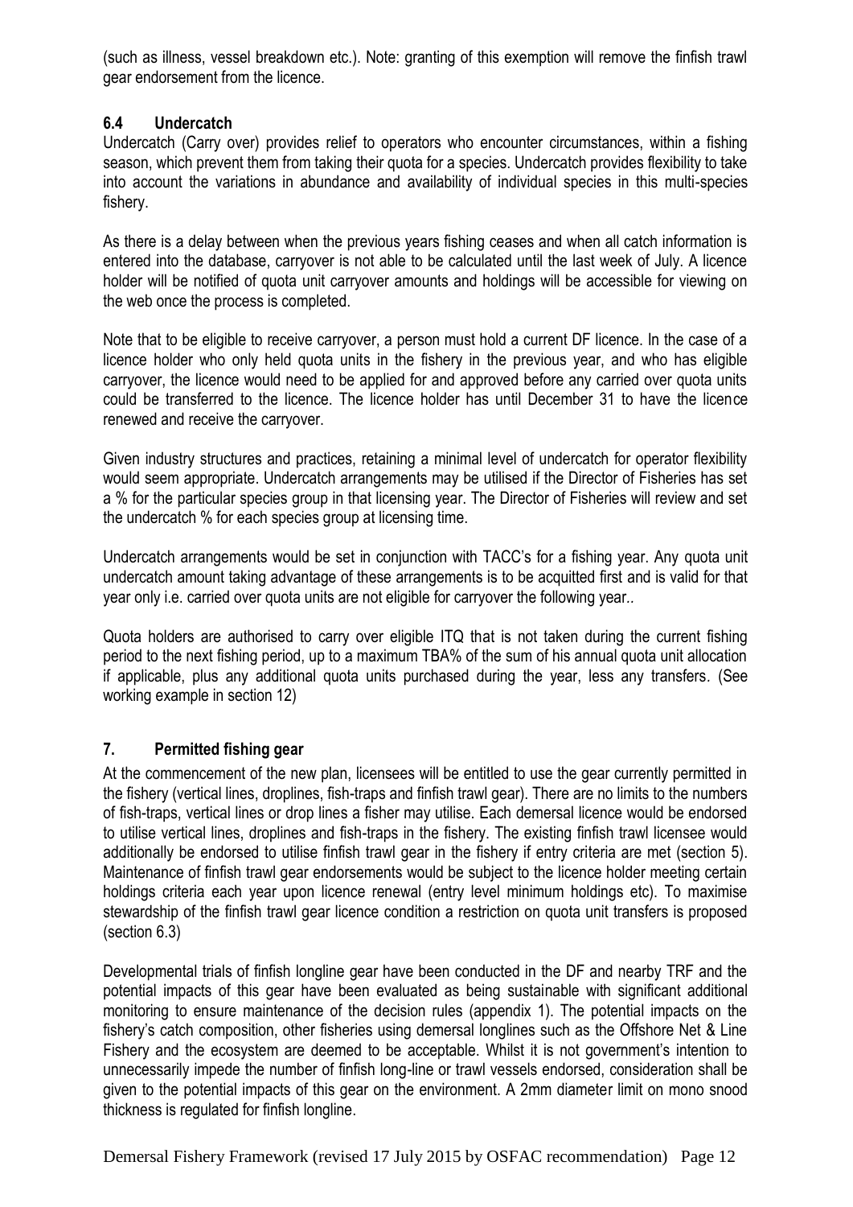(such as illness, vessel breakdown etc.). Note: granting of this exemption will remove the finfish trawl gear endorsement from the licence.

### 6.4 Undercatch

Undercatch (Carry over) provides relief to operators who encounter circumstances, within a fishing season, which prevent them from taking their quota for a species. Undercatch provides flexibility to take into account the variations in abundance and availability of individual species in this multi-species fishery.

As there is a delay between when the previous years fishing ceases and when all catch information is entered into the database, carryover is not able to be calculated until the last week of July. A licence holder will be notified of quota unit carryover amounts and holdings will be accessible for viewing on the web once the process is completed.

Note that to be eligible to receive carryover, a person must hold a current DF licence. In the case of a licence holder who only held quota units in the fishery in the previous year, and who has eligible carryover, the licence would need to be applied for and approved before any carried over quota units could be transferred to the licence. The licence holder has until December 31 to have the licence renewed and receive the carryover.

Given industry structures and practices, retaining a minimal level of undercatch for operator flexibility would seem appropriate. Undercatch arrangements may be utilised if the Director of Fisheries has set a % for the particular species group in that licensing year. The Director of Fisheries will review and set the undercatch % for each species group at licensing time.

Undercatch arrangements would be set in conjunction with TACC's for a fishing year. Any quota unit undercatch amount taking advantage of these arrangements is to be acquitted first and is valid for that year only i.e. carried over quota units are not eligible for carryover the following year..

Quota holders are authorised to carry over eligible ITQ that is not taken during the current fishing period to the next fishing period, up to a maximum TBA% of the sum of his annual quota unit allocation if applicable, plus any additional quota units purchased during the year, less any transfers. (See working example in section 12)

## 7. Permitted fishing gear

At the commencement of the new plan, licensees will be entitled to use the gear currently permitted in the fishery (vertical lines, droplines, fish-traps and finfish trawl gear). There are no limits to the numbers of fish-traps, vertical lines or drop lines a fisher may utilise. Each demersal licence would be endorsed to utilise vertical lines, droplines and fish-traps in the fishery. The existing finfish trawl licensee would additionally be endorsed to utilise finfish trawl gear in the fishery if entry criteria are met (section 5). Maintenance of finfish trawl gear endorsements would be subject to the licence holder meeting certain holdings criteria each year upon licence renewal (entry level minimum holdings etc). To maximise stewardship of the finfish trawl gear licence condition a restriction on quota unit transfers is proposed (section 6.3)

Developmental trials of finfish longline gear have been conducted in the DF and nearby TRF and the potential impacts of this gear have been evaluated as being sustainable with significant additional monitoring to ensure maintenance of the decision rules (appendix 1). The potential impacts on the fishery's catch composition, other fisheries using demersal longlines such as the Offshore Net & Line Fishery and the ecosystem are deemed to be acceptable. Whilst it is not government's intention to unnecessarily impede the number of finfish long-line or trawl vessels endorsed, consideration shall be given to the potential impacts of this gear on the environment. A 2mm diameter limit on mono snood thickness is regulated for finfish longline.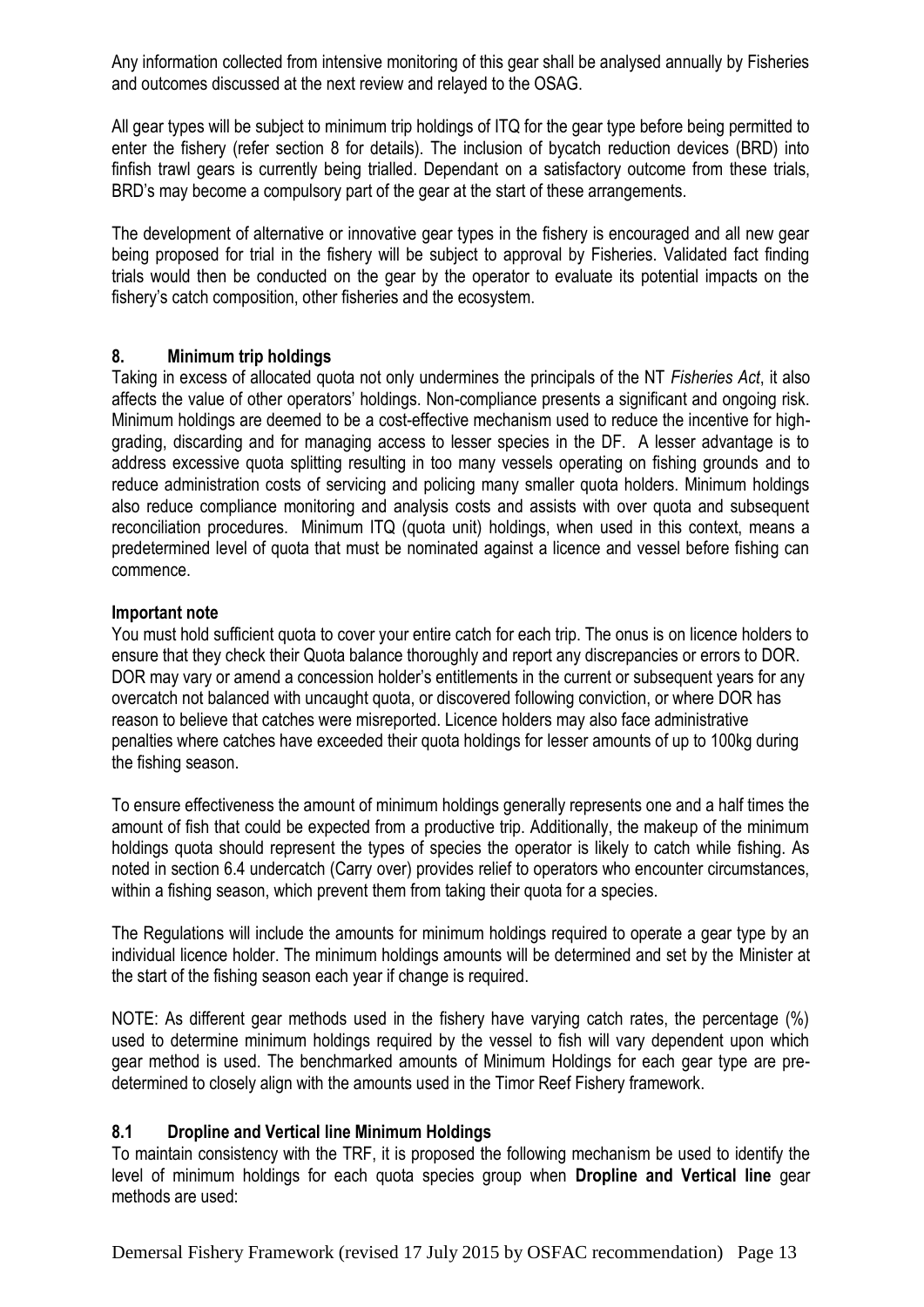Any information collected from intensive monitoring of this gear shall be analysed annually by Fisheries and outcomes discussed at the next review and relayed to the OSAG.

All gear types will be subject to minimum trip holdings of ITQ for the gear type before being permitted to enter the fishery (refer section 8 for details). The inclusion of bycatch reduction devices (BRD) into finfish trawl gears is currently being trialled. Dependant on a satisfactory outcome from these trials, BRD's may become a compulsory part of the gear at the start of these arrangements.

The development of alternative or innovative gear types in the fishery is encouraged and all new gear being proposed for trial in the fishery will be subject to approval by Fisheries. Validated fact finding trials would then be conducted on the gear by the operator to evaluate its potential impacts on the fishery's catch composition, other fisheries and the ecosystem.

## 8. Minimum trip holdings

Taking in excess of allocated quota not only undermines the principals of the NT *Fisheries Act*, it also affects the value of other operators' holdings. Non-compliance presents a significant and ongoing risk. Minimum holdings are deemed to be a cost-effective mechanism used to reduce the incentive for high-grading, discarding and for managing access to lesser species in the DF. A lesser advantage is to address excessive quota splitting resulting in too many vessels operating on fishing grounds and to reduce administration costs of servicing and policing many smaller quota holders. Minimum holdings also reduce compliance monitoring and analysis costs and assists with over quota and subsequent reconciliation procedures. Minimum ITQ (quota unit) holdings, when used in this context, means a predetermined level of quota that must be nominated against a licence and vessel before fishing can commence.

**Important note**

You must hold sufficient quota to cover your entire catch for each trip. The onus is on licence holders to ensure that they check their Quota balance thoroughly and report any discrepancies or errors to DOR. DOR may vary or amend a concession holder's entitlements in the current or subsequent years for any overcatch not balanced with uncaught quota, or discovered following conviction, or where DOR has reason to believe that catches were misreported. Licence holders may also face administrative penalties where catches have exceeded their quota holdings for lesser amounts of up to 100kg during the fishing season.

To ensure effectiveness the amount of minimum holdings generally represents one and a half times the amount of fish that could be expected from a productive trip. Additionally, the makeup of the minimum holdings quota should represent the types of species the operator is likely to catch while fishing. As noted in section 6.4 undercatch (Carry over) provides relief to operators who encounter circumstances, within a fishing season, which prevent them from taking their quota for a species.

The Regulations will include the amounts for minimum holdings required to operate a gear type by an individual licence holder. The minimum holdings amounts will be determined and set by the Minister at the start of the fishing season each year if change is required.

NOTE: As different gear methods used in the fishery have varying catch rates, the percentage (%) used to determine minimum holdings required by the vessel to fish will vary dependent upon which gear method is used. The benchmarked amounts of Minimum Holdings for each gear type are pre-determined to closely align with the amounts used in the Timor Reef Fishery framework.

### 8.1 Dropline and Vertical line Minimum Holdings

To maintain consistency with the TRF, it is proposed the following mechanism be used to identify the level of minimum holdings for each quota species group when **Dropline and Vertical line** gear methods are used: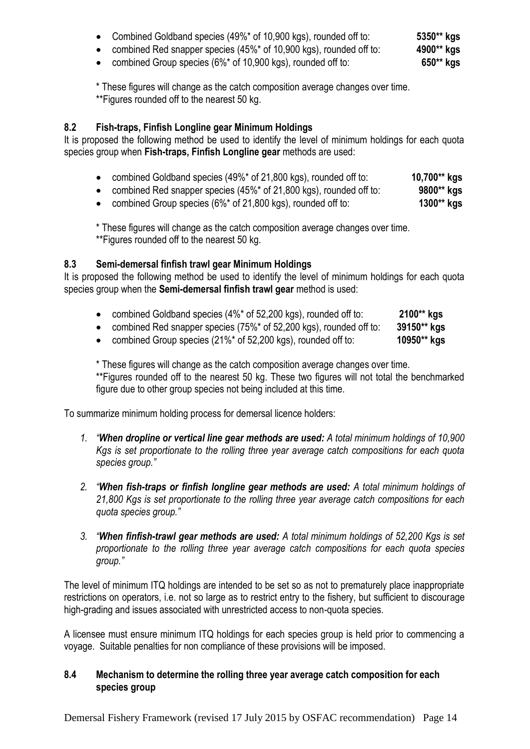- Combined Goldband species (49%* of 10,900 kgs), rounded off to: **5350** kgs**
- combined Red snapper species (45%* of 10,900 kgs), rounded off to: **4900** kgs**
- combined Group species (6%* of 10,900 kgs), rounded off to: **650** kgs**

\* These figures will change as the catch composition average changes over time.
**Figures rounded off to the nearest 50 kg.

### 8.2 Fish-traps, Finfish Longline gear Minimum Holdings

It is proposed the following method be used to identify the level of minimum holdings for each quota species group when **Fish-traps, Finfish Longline gear** methods are used:

- combined Goldband species (49%* of 21,800 kgs), rounded off to: **10,700** kgs**
- combined Red snapper species (45%* of 21,800 kgs), rounded off to: **9800** kgs**
- combined Group species (6%* of 21,800 kgs), rounded off to: **1300** kgs**

\* These figures will change as the catch composition average changes over time.
**Figures rounded off to the nearest 50 kg.

### 8.3 Semi-demersal finfish trawl gear Minimum Holdings

It is proposed the following method be used to identify the level of minimum holdings for each quota species group when the **Semi-demersal finfish trawl gear** method is used:

- combined Goldband species (4%* of 52,200 kgs), rounded off to: **2100** kgs**
- combined Red snapper species (75%* of 52,200 kgs), rounded off to: **39150** kgs**
- combined Group species (21%* of 52,200 kgs), rounded off to: **10950** kgs**

\* These figures will change as the catch composition average changes over time.
**Figures rounded off to the nearest 50 kg. These two figures will not total the benchmarked figure due to other group species not being included at this time.

To summarize minimum holding process for demersal licence holders:

1. *"**When dropline or vertical line gear methods are used:** A total minimum holdings of 10,900 Kgs is set proportionate to the rolling three year average catch compositions for each quota species group."*
2. *"**When fish-traps or finfish longline gear methods are used:** A total minimum holdings of 21,800 Kgs is set proportionate to the rolling three year average catch compositions for each quota species group."*
3. *"**When finfish-trawl gear methods are used:** A total minimum holdings of 52,200 Kgs is set proportionate to the rolling three year average catch compositions for each quota species group."*

The level of minimum ITQ holdings are intended to be set so as not to prematurely place inappropriate restrictions on operators, i.e. not so large as to restrict entry to the fishery, but sufficient to discourage high-grading and issues associated with unrestricted access to non-quota species.

A licensee must ensure minimum ITQ holdings for each species group is held prior to commencing a voyage. Suitable penalties for non compliance of these provisions will be imposed.

### 8.4 Mechanism to determine the rolling three year average catch composition for each species group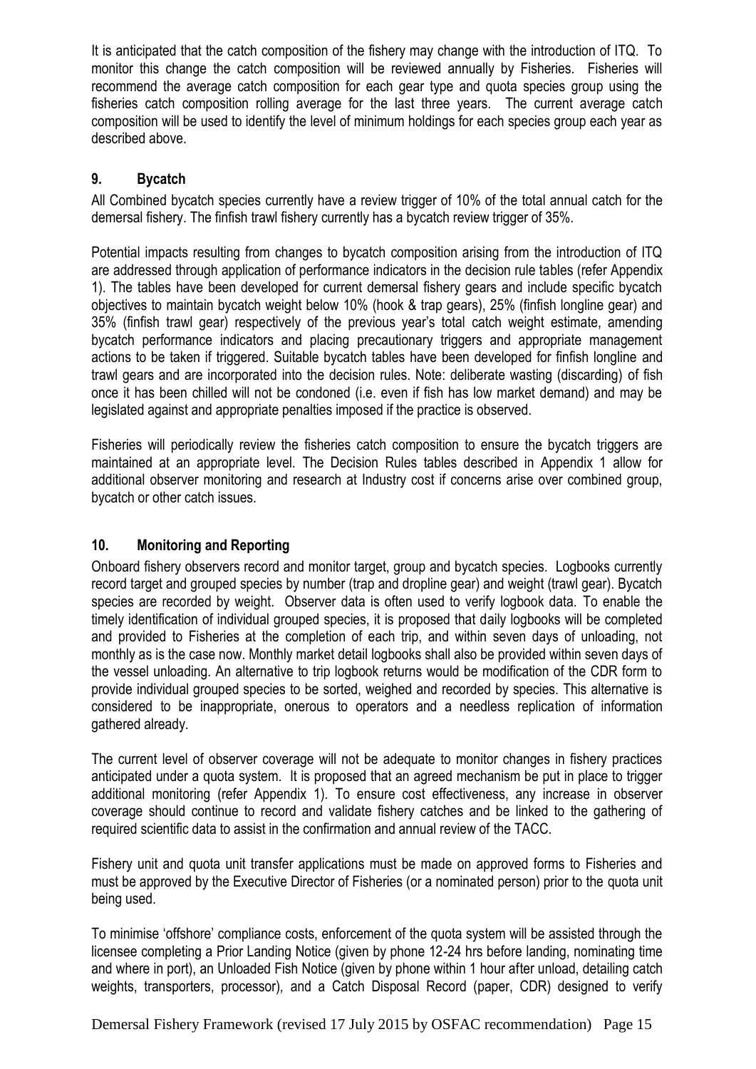It is anticipated that the catch composition of the fishery may change with the introduction of ITQ. To monitor this change the catch composition will be reviewed annually by Fisheries. Fisheries will recommend the average catch composition for each gear type and quota species group using the fisheries catch composition rolling average for the last three years. The current average catch composition will be used to identify the level of minimum holdings for each species group each year as described above.

## 9. Bycatch

All Combined bycatch species currently have a review trigger of 10% of the total annual catch for the demersal fishery. The finfish trawl fishery currently has a bycatch review trigger of 35%.

Potential impacts resulting from changes to bycatch composition arising from the introduction of ITQ are addressed through application of performance indicators in the decision rule tables (refer Appendix 1). The tables have been developed for current demersal fishery gears and include specific bycatch objectives to maintain bycatch weight below 10% (hook & trap gears), 25% (finfish longline gear) and 35% (finfish trawl gear) respectively of the previous year's total catch weight estimate, amending bycatch performance indicators and placing precautionary triggers and appropriate management actions to be taken if triggered. Suitable bycatch tables have been developed for finfish longline and trawl gears and are incorporated into the decision rules. Note: deliberate wasting (discarding) of fish once it has been chilled will not be condoned (i.e. even if fish has low market demand) and may be legislated against and appropriate penalties imposed if the practice is observed.

Fisheries will periodically review the fisheries catch composition to ensure the bycatch triggers are maintained at an appropriate level. The Decision Rules tables described in Appendix 1 allow for additional observer monitoring and research at Industry cost if concerns arise over combined group, bycatch or other catch issues.

## 10. Monitoring and Reporting

Onboard fishery observers record and monitor target, group and bycatch species. Logbooks currently record target and grouped species by number (trap and dropline gear) and weight (trawl gear). Bycatch species are recorded by weight. Observer data is often used to verify logbook data. To enable the timely identification of individual grouped species, it is proposed that daily logbooks will be completed and provided to Fisheries at the completion of each trip, and within seven days of unloading, not monthly as is the case now. Monthly market detail logbooks shall also be provided within seven days of the vessel unloading. An alternative to trip logbook returns would be modification of the CDR form to provide individual grouped species to be sorted, weighed and recorded by species. This alternative is considered to be inappropriate, onerous to operators and a needless replication of information gathered already.

The current level of observer coverage will not be adequate to monitor changes in fishery practices anticipated under a quota system. It is proposed that an agreed mechanism be put in place to trigger additional monitoring (refer Appendix 1). To ensure cost effectiveness, any increase in observer coverage should continue to record and validate fishery catches and be linked to the gathering of required scientific data to assist in the confirmation and annual review of the TACC.

Fishery unit and quota unit transfer applications must be made on approved forms to Fisheries and must be approved by the Executive Director of Fisheries (or a nominated person) prior to the quota unit being used.

To minimise 'offshore' compliance costs, enforcement of the quota system will be assisted through the licensee completing a Prior Landing Notice (given by phone 12-24 hrs before landing, nominating time and where in port), an Unloaded Fish Notice (given by phone within 1 hour after unload, detailing catch weights, transporters, processor), and a Catch Disposal Record (paper, CDR) designed to verify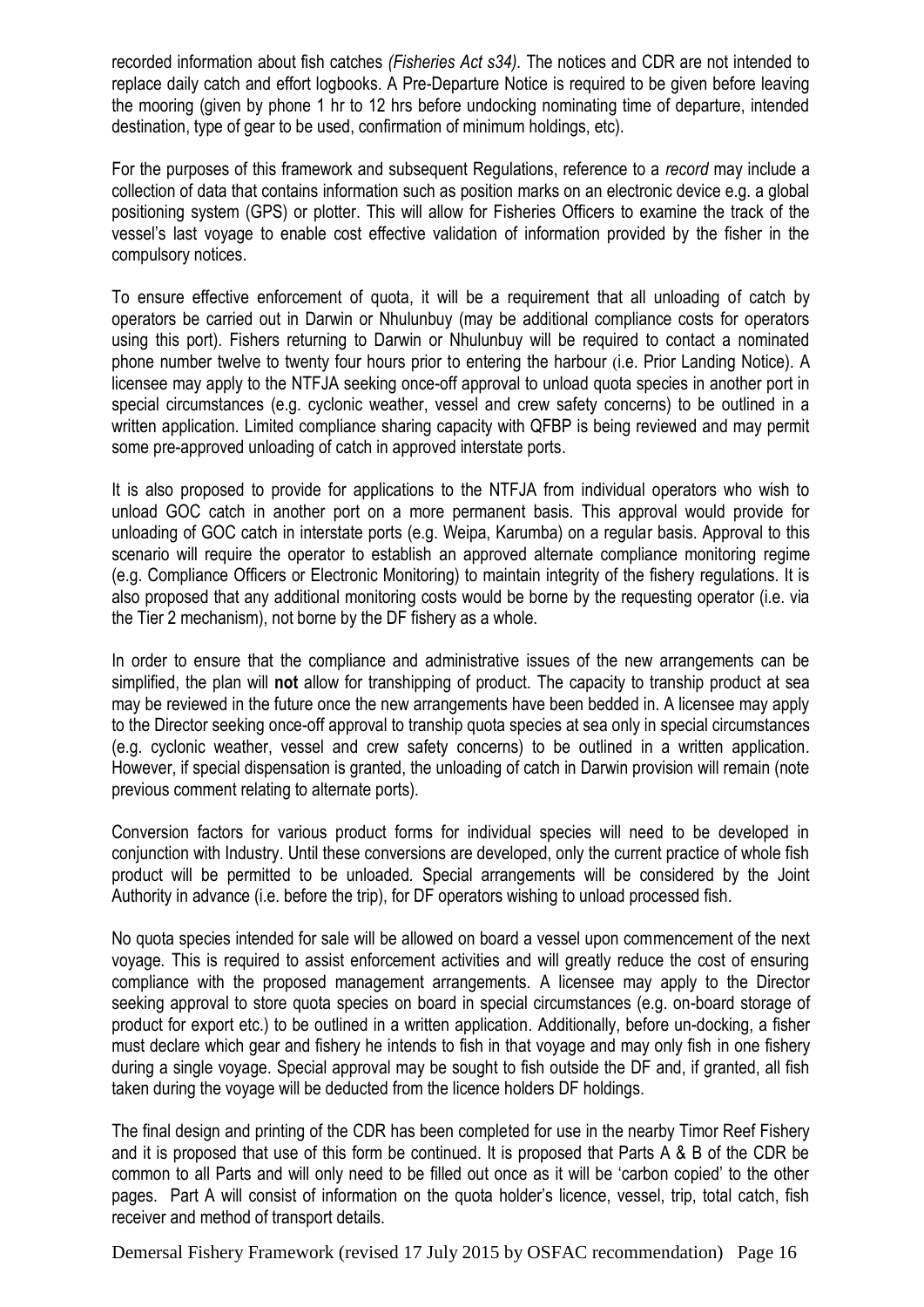recorded information about fish catches *(Fisheries Act s34).* The notices and CDR are not intended to replace daily catch and effort logbooks. A Pre-Departure Notice is required to be given before leaving the mooring (given by phone 1 hr to 12 hrs before undocking nominating time of departure, intended destination, type of gear to be used, confirmation of minimum holdings, etc).

For the purposes of this framework and subsequent Regulations, reference to a *record* may include a collection of data that contains information such as position marks on an electronic device e.g. a global positioning system (GPS) or plotter. This will allow for Fisheries Officers to examine the track of the vessel's last voyage to enable cost effective validation of information provided by the fisher in the compulsory notices.

To ensure effective enforcement of quota, it will be a requirement that all unloading of catch by operators be carried out in Darwin or Nhulunbuy (may be additional compliance costs for operators using this port). Fishers returning to Darwin or Nhulunbuy will be required to contact a nominated phone number twelve to twenty four hours prior to entering the harbour (i.e. Prior Landing Notice). A licensee may apply to the NTFJA seeking once-off approval to unload quota species in another port in special circumstances (e.g. cyclonic weather, vessel and crew safety concerns) to be outlined in a written application. Limited compliance sharing capacity with QFBP is being reviewed and may permit some pre-approved unloading of catch in approved interstate ports.

It is also proposed to provide for applications to the NTFJA from individual operators who wish to unload GOC catch in another port on a more permanent basis. This approval would provide for unloading of GOC catch in interstate ports (e.g. Weipa, Karumba) on a regular basis. Approval to this scenario will require the operator to establish an approved alternate compliance monitoring regime (e.g. Compliance Officers or Electronic Monitoring) to maintain integrity of the fishery regulations. It is also proposed that any additional monitoring costs would be borne by the requesting operator (i.e. via the Tier 2 mechanism), not borne by the DF fishery as a whole.

In order to ensure that the compliance and administrative issues of the new arrangements can be simplified, the plan will **not** allow for transhipping of product. The capacity to tranship product at sea may be reviewed in the future once the new arrangements have been bedded in. A licensee may apply to the Director seeking once-off approval to tranship quota species at sea only in special circumstances (e.g. cyclonic weather, vessel and crew safety concerns) to be outlined in a written application. However, if special dispensation is granted, the unloading of catch in Darwin provision will remain (note previous comment relating to alternate ports).

Conversion factors for various product forms for individual species will need to be developed in conjunction with Industry. Until these conversions are developed, only the current practice of whole fish product will be permitted to be unloaded. Special arrangements will be considered by the Joint Authority in advance (i.e. before the trip), for DF operators wishing to unload processed fish.

No quota species intended for sale will be allowed on board a vessel upon commencement of the next voyage. This is required to assist enforcement activities and will greatly reduce the cost of ensuring compliance with the proposed management arrangements. A licensee may apply to the Director seeking approval to store quota species on board in special circumstances (e.g. on-board storage of product for export etc.) to be outlined in a written application. Additionally, before un-docking, a fisher must declare which gear and fishery he intends to fish in that voyage and may only fish in one fishery during a single voyage. Special approval may be sought to fish outside the DF and, if granted, all fish taken during the voyage will be deducted from the licence holders DF holdings.

The final design and printing of the CDR has been completed for use in the nearby Timor Reef Fishery and it is proposed that use of this form be continued. It is proposed that Parts A & B of the CDR be common to all Parts and will only need to be filled out once as it will be 'carbon copied' to the other pages. Part A will consist of information on the quota holder's licence, vessel, trip, total catch, fish receiver and method of transport details.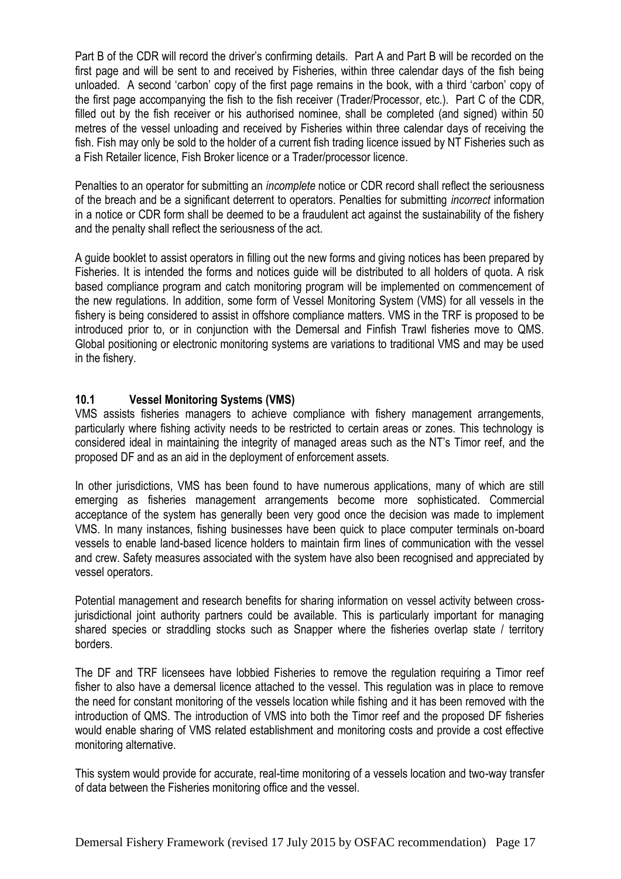Part B of the CDR will record the driver's confirming details. Part A and Part B will be recorded on the first page and will be sent to and received by Fisheries, within three calendar days of the fish being unloaded. A second 'carbon' copy of the first page remains in the book, with a third 'carbon' copy of the first page accompanying the fish to the fish receiver (Trader/Processor, etc.). Part C of the CDR, filled out by the fish receiver or his authorised nominee, shall be completed (and signed) within 50 metres of the vessel unloading and received by Fisheries within three calendar days of receiving the fish. Fish may only be sold to the holder of a current fish trading licence issued by NT Fisheries such as a Fish Retailer licence, Fish Broker licence or a Trader/processor licence.

Penalties to an operator for submitting an *incomplete* notice or CDR record shall reflect the seriousness of the breach and be a significant deterrent to operators. Penalties for submitting *incorrect* information in a notice or CDR form shall be deemed to be a fraudulent act against the sustainability of the fishery and the penalty shall reflect the seriousness of the act.

A guide booklet to assist operators in filling out the new forms and giving notices has been prepared by Fisheries. It is intended the forms and notices guide will be distributed to all holders of quota. A risk based compliance program and catch monitoring program will be implemented on commencement of the new regulations. In addition, some form of Vessel Monitoring System (VMS) for all vessels in the fishery is being considered to assist in offshore compliance matters. VMS in the TRF is proposed to be introduced prior to, or in conjunction with the Demersal and Finfish Trawl fisheries move to QMS. Global positioning or electronic monitoring systems are variations to traditional VMS and may be used in the fishery.

### 10.1 Vessel Monitoring Systems (VMS)

VMS assists fisheries managers to achieve compliance with fishery management arrangements, particularly where fishing activity needs to be restricted to certain areas or zones. This technology is considered ideal in maintaining the integrity of managed areas such as the NT's Timor reef, and the proposed DF and as an aid in the deployment of enforcement assets.

In other jurisdictions, VMS has been found to have numerous applications, many of which are still emerging as fisheries management arrangements become more sophisticated. Commercial acceptance of the system has generally been very good once the decision was made to implement VMS. In many instances, fishing businesses have been quick to place computer terminals on-board vessels to enable land-based licence holders to maintain firm lines of communication with the vessel and crew. Safety measures associated with the system have also been recognised and appreciated by vessel operators.

Potential management and research benefits for sharing information on vessel activity between cross-jurisdictional joint authority partners could be available. This is particularly important for managing shared species or straddling stocks such as Snapper where the fisheries overlap state / territory borders.

The DF and TRF licensees have lobbied Fisheries to remove the regulation requiring a Timor reef fisher to also have a demersal licence attached to the vessel. This regulation was in place to remove the need for constant monitoring of the vessels location while fishing and it has been removed with the introduction of QMS. The introduction of VMS into both the Timor reef and the proposed DF fisheries would enable sharing of VMS related establishment and monitoring costs and provide a cost effective monitoring alternative.

This system would provide for accurate, real-time monitoring of a vessels location and two-way transfer of data between the Fisheries monitoring office and the vessel.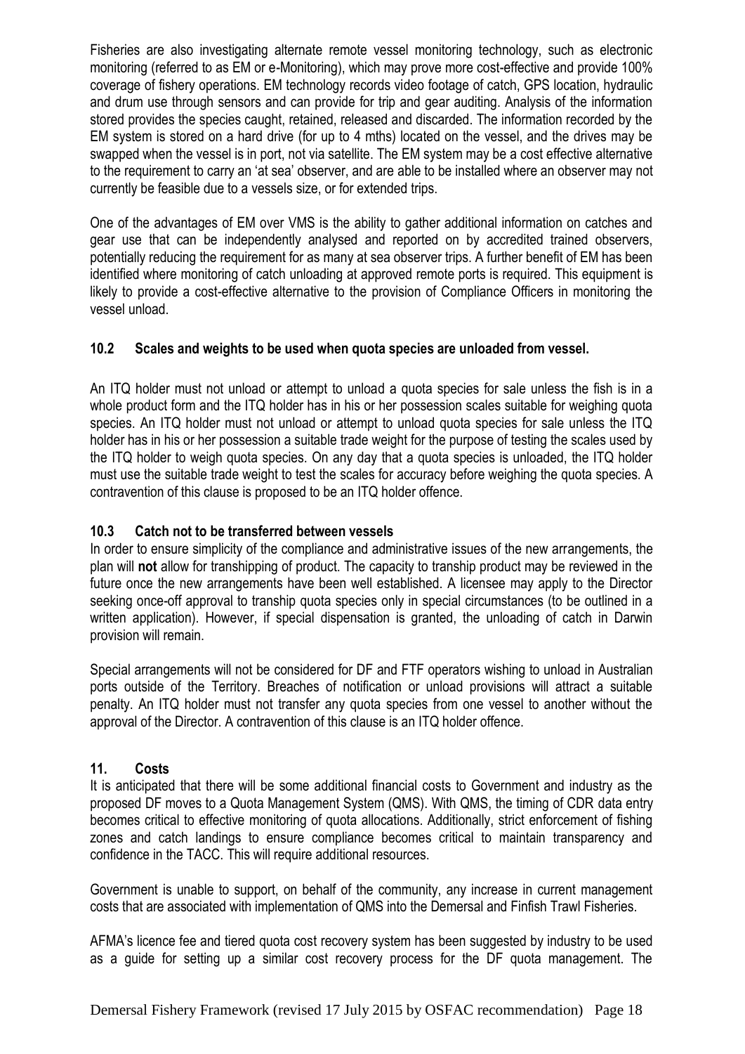Fisheries are also investigating alternate remote vessel monitoring technology, such as electronic monitoring (referred to as EM or e-Monitoring), which may prove more cost-effective and provide 100% coverage of fishery operations. EM technology records video footage of catch, GPS location, hydraulic and drum use through sensors and can provide for trip and gear auditing. Analysis of the information stored provides the species caught, retained, released and discarded. The information recorded by the EM system is stored on a hard drive (for up to 4 mths) located on the vessel, and the drives may be swapped when the vessel is in port, not via satellite. The EM system may be a cost effective alternative to the requirement to carry an 'at sea' observer, and are able to be installed where an observer may not currently be feasible due to a vessels size, or for extended trips.

One of the advantages of EM over VMS is the ability to gather additional information on catches and gear use that can be independently analysed and reported on by accredited trained observers, potentially reducing the requirement for as many at sea observer trips. A further benefit of EM has been identified where monitoring of catch unloading at approved remote ports is required. This equipment is likely to provide a cost-effective alternative to the provision of Compliance Officers in monitoring the vessel unload.

### 10.2 Scales and weights to be used when quota species are unloaded from vessel.

An ITQ holder must not unload or attempt to unload a quota species for sale unless the fish is in a whole product form and the ITQ holder has in his or her possession scales suitable for weighing quota species. An ITQ holder must not unload or attempt to unload quota species for sale unless the ITQ holder has in his or her possession a suitable trade weight for the purpose of testing the scales used by the ITQ holder to weigh quota species. On any day that a quota species is unloaded, the ITQ holder must use the suitable trade weight to test the scales for accuracy before weighing the quota species. A contravention of this clause is proposed to be an ITQ holder offence.

### 10.3 Catch not to be transferred between vessels

In order to ensure simplicity of the compliance and administrative issues of the new arrangements, the plan will **not** allow for transhipping of product. The capacity to tranship product may be reviewed in the future once the new arrangements have been well established. A licensee may apply to the Director seeking once-off approval to tranship quota species only in special circumstances (to be outlined in a written application). However, if special dispensation is granted, the unloading of catch in Darwin provision will remain.

Special arrangements will not be considered for DF and FTF operators wishing to unload in Australian ports outside of the Territory. Breaches of notification or unload provisions will attract a suitable penalty. An ITQ holder must not transfer any quota species from one vessel to another without the approval of the Director. A contravention of this clause is an ITQ holder offence.

## 11. Costs

It is anticipated that there will be some additional financial costs to Government and industry as the proposed DF moves to a Quota Management System (QMS). With QMS, the timing of CDR data entry becomes critical to effective monitoring of quota allocations. Additionally, strict enforcement of fishing zones and catch landings to ensure compliance becomes critical to maintain transparency and confidence in the TACC. This will require additional resources.

Government is unable to support, on behalf of the community, any increase in current management costs that are associated with implementation of QMS into the Demersal and Finfish Trawl Fisheries.

AFMA's licence fee and tiered quota cost recovery system has been suggested by industry to be used as a guide for setting up a similar cost recovery process for the DF quota management. The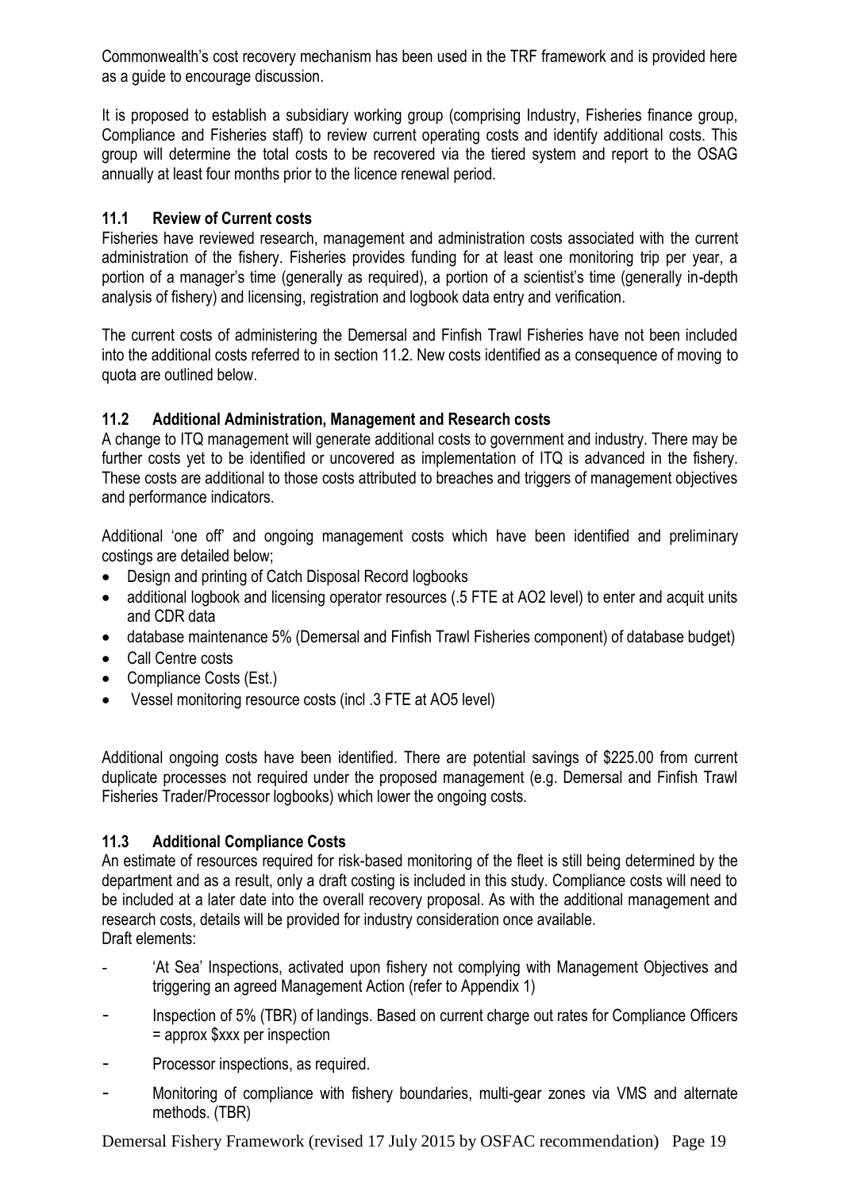Commonwealth's cost recovery mechanism has been used in the TRF framework and is provided here as a guide to encourage discussion.

It is proposed to establish a subsidiary working group (comprising Industry, Fisheries finance group, Compliance and Fisheries staff) to review current operating costs and identify additional costs. This group will determine the total costs to be recovered via the tiered system and report to the OSAG annually at least four months prior to the licence renewal period.

### 11.1 Review of Current costs

Fisheries have reviewed research, management and administration costs associated with the current administration of the fishery. Fisheries provides funding for at least one monitoring trip per year, a portion of a manager's time (generally as required), a portion of a scientist's time (generally in-depth analysis of fishery) and licensing, registration and logbook data entry and verification.

The current costs of administering the Demersal and Finfish Trawl Fisheries have not been included into the additional costs referred to in section 11.2. New costs identified as a consequence of moving to quota are outlined below.

### 11.2 Additional Administration, Management and Research costs

A change to ITQ management will generate additional costs to government and industry. There may be further costs yet to be identified or uncovered as implementation of ITQ is advanced in the fishery. These costs are additional to those costs attributed to breaches and triggers of management objectives and performance indicators.

Additional 'one off' and ongoing management costs which have been identified and preliminary costings are detailed below;

- Design and printing of Catch Disposal Record logbooks
- additional logbook and licensing operator resources (.5 FTE at AO2 level) to enter and acquit units and CDR data
- database maintenance 5% (Demersal and Finfish Trawl Fisheries component) of database budget)
- Call Centre costs
- Compliance Costs (Est.)
- Vessel monitoring resource costs (incl .3 FTE at AO5 level)

Additional ongoing costs have been identified. There are potential savings of $225.00 from current duplicate processes not required under the proposed management (e.g. Demersal and Finfish Trawl Fisheries Trader/Processor logbooks) which lower the ongoing costs.

### 11.3 Additional Compliance Costs

An estimate of resources required for risk-based monitoring of the fleet is still being determined by the department and as a result, only a draft costing is included in this study. Compliance costs will need to be included at a later date into the overall recovery proposal. As with the additional management and research costs, details will be provided for industry consideration once available.
Draft elements:

- 'At Sea' Inspections, activated upon fishery not complying with Management Objectives and triggering an agreed Management Action (refer to Appendix 1)
- Inspection of 5% (TBR) of landings. Based on current charge out rates for Compliance Officers = approx $xxx per inspection
- Processor inspections, as required.
- Monitoring of compliance with fishery boundaries, multi-gear zones via VMS and alternate methods. (TBR)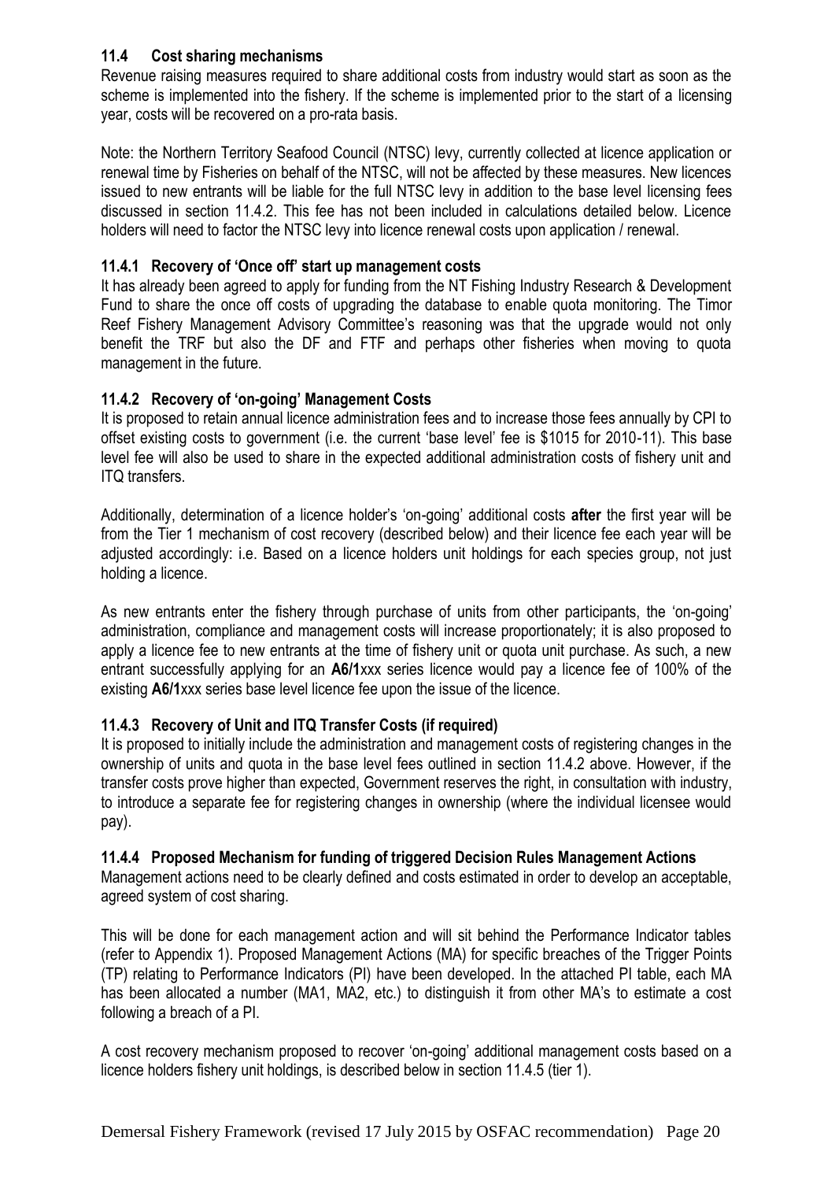### 11.4 Cost sharing mechanisms

Revenue raising measures required to share additional costs from industry would start as soon as the scheme is implemented into the fishery. If the scheme is implemented prior to the start of a licensing year, costs will be recovered on a pro-rata basis.

Note: the Northern Territory Seafood Council (NTSC) levy, currently collected at licence application or renewal time by Fisheries on behalf of the NTSC, will not be affected by these measures. New licences issued to new entrants will be liable for the full NTSC levy in addition to the base level licensing fees discussed in section 11.4.2. This fee has not been included in calculations detailed below. Licence holders will need to factor the NTSC levy into licence renewal costs upon application / renewal.

#### 11.4.1 Recovery of 'Once off' start up management costs

It has already been agreed to apply for funding from the NT Fishing Industry Research & Development Fund to share the once off costs of upgrading the database to enable quota monitoring. The Timor Reef Fishery Management Advisory Committee's reasoning was that the upgrade would not only benefit the TRF but also the DF and FTF and perhaps other fisheries when moving to quota management in the future.

#### 11.4.2 Recovery of 'on-going' Management Costs

It is proposed to retain annual licence administration fees and to increase those fees annually by CPI to offset existing costs to government (i.e. the current 'base level' fee is $1015 for 2010-11). This base level fee will also be used to share in the expected additional administration costs of fishery unit and ITQ transfers.

Additionally, determination of a licence holder's 'on-going' additional costs **after** the first year will be from the Tier 1 mechanism of cost recovery (described below) and their licence fee each year will be adjusted accordingly: i.e. Based on a licence holders unit holdings for each species group, not just holding a licence.

As new entrants enter the fishery through purchase of units from other participants, the 'on-going' administration, compliance and management costs will increase proportionately; it is also proposed to apply a licence fee to new entrants at the time of fishery unit or quota unit purchase. As such, a new entrant successfully applying for an **A6/1**xxx series licence would pay a licence fee of 100% of the existing **A6/1**xxx series base level licence fee upon the issue of the licence.

#### 11.4.3 Recovery of Unit and ITQ Transfer Costs (if required)

It is proposed to initially include the administration and management costs of registering changes in the ownership of units and quota in the base level fees outlined in section 11.4.2 above. However, if the transfer costs prove higher than expected, Government reserves the right, in consultation with industry, to introduce a separate fee for registering changes in ownership (where the individual licensee would pay).

#### 11.4.4 Proposed Mechanism for funding of triggered Decision Rules Management Actions

Management actions need to be clearly defined and costs estimated in order to develop an acceptable, agreed system of cost sharing.

This will be done for each management action and will sit behind the Performance Indicator tables (refer to Appendix 1). Proposed Management Actions (MA) for specific breaches of the Trigger Points (TP) relating to Performance Indicators (PI) have been developed. In the attached PI table, each MA has been allocated a number (MA1, MA2, etc.) to distinguish it from other MA's to estimate a cost following a breach of a PI.

A cost recovery mechanism proposed to recover 'on-going' additional management costs based on a licence holders fishery unit holdings, is described below in section 11.4.5 (tier 1).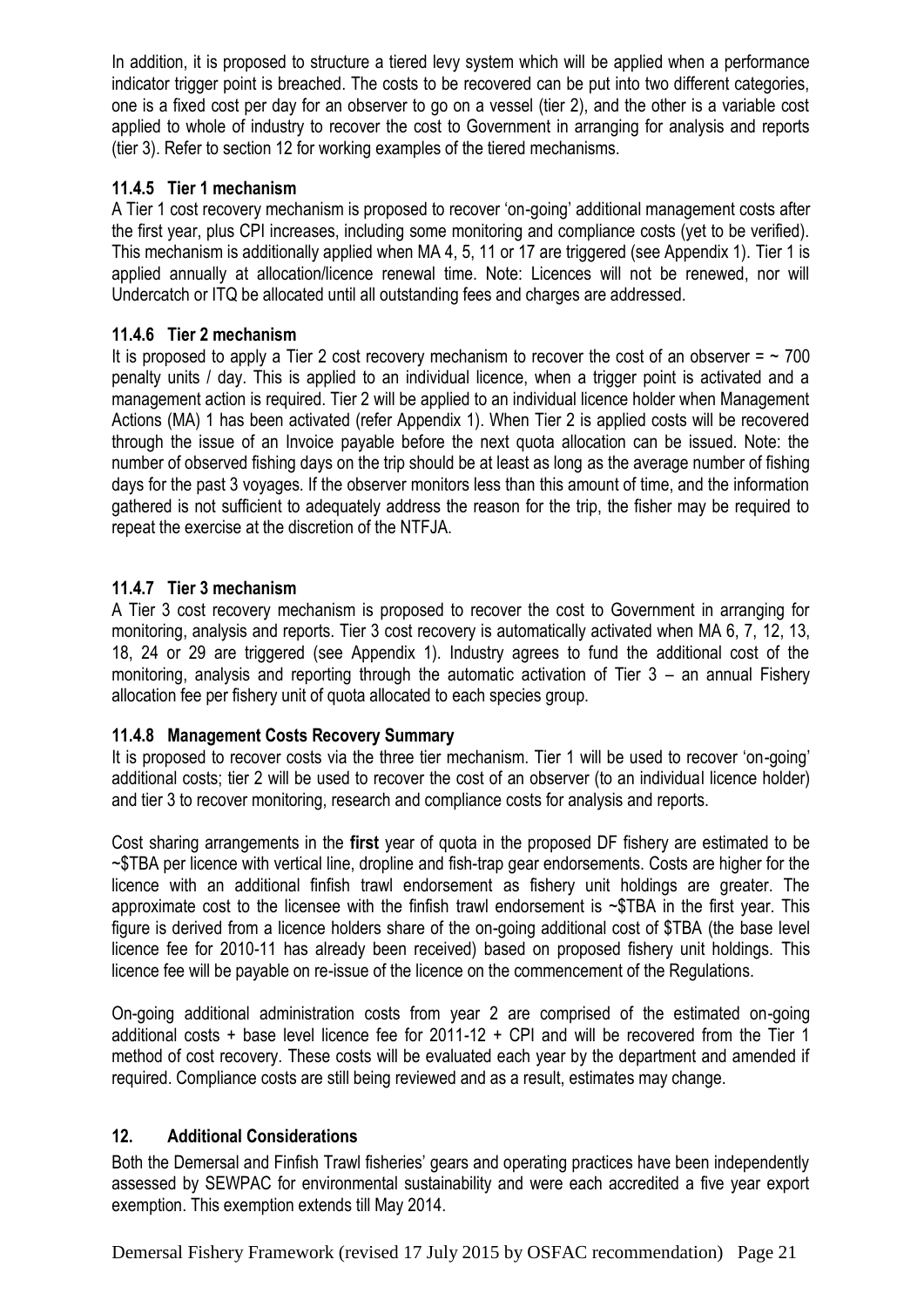In addition, it is proposed to structure a tiered levy system which will be applied when a performance indicator trigger point is breached. The costs to be recovered can be put into two different categories, one is a fixed cost per day for an observer to go on a vessel (tier 2), and the other is a variable cost applied to whole of industry to recover the cost to Government in arranging for analysis and reports (tier 3). Refer to section 12 for working examples of the tiered mechanisms.

### 11.4.5 Tier 1 mechanism

A Tier 1 cost recovery mechanism is proposed to recover 'on-going' additional management costs after the first year, plus CPI increases, including some monitoring and compliance costs (yet to be verified). This mechanism is additionally applied when MA 4, 5, 11 or 17 are triggered (see Appendix 1). Tier 1 is applied annually at allocation/licence renewal time. Note: Licences will not be renewed, nor will Undercatch or ITQ be allocated until all outstanding fees and charges are addressed.

### 11.4.6 Tier 2 mechanism

It is proposed to apply a Tier 2 cost recovery mechanism to recover the cost of an observer = ~ 700 penalty units / day. This is applied to an individual licence, when a trigger point is activated and a management action is required. Tier 2 will be applied to an individual licence holder when Management Actions (MA) 1 has been activated (refer Appendix 1). When Tier 2 is applied costs will be recovered through the issue of an Invoice payable before the next quota allocation can be issued. Note: the number of observed fishing days on the trip should be at least as long as the average number of fishing days for the past 3 voyages. If the observer monitors less than this amount of time, and the information gathered is not sufficient to adequately address the reason for the trip, the fisher may be required to repeat the exercise at the discretion of the NTFJA.

### 11.4.7 Tier 3 mechanism

A Tier 3 cost recovery mechanism is proposed to recover the cost to Government in arranging for monitoring, analysis and reports. Tier 3 cost recovery is automatically activated when MA 6, 7, 12, 13, 18, 24 or 29 are triggered (see Appendix 1). Industry agrees to fund the additional cost of the monitoring, analysis and reporting through the automatic activation of Tier 3 – an annual Fishery allocation fee per fishery unit of quota allocated to each species group.

### 11.4.8 Management Costs Recovery Summary

It is proposed to recover costs via the three tier mechanism. Tier 1 will be used to recover 'on-going' additional costs; tier 2 will be used to recover the cost of an observer (to an individual licence holder) and tier 3 to recover monitoring, research and compliance costs for analysis and reports.

Cost sharing arrangements in the **first** year of quota in the proposed DF fishery are estimated to be ~$TBA per licence with vertical line, dropline and fish-trap gear endorsements. Costs are higher for the licence with an additional finfish trawl endorsement as fishery unit holdings are greater. The approximate cost to the licensee with the finfish trawl endorsement is ~$TBA in the first year. This figure is derived from a licence holders share of the on-going additional cost of $TBA (the base level licence fee for 2010-11 has already been received) based on proposed fishery unit holdings. This licence fee will be payable on re-issue of the licence on the commencement of the Regulations.

On-going additional administration costs from year 2 are comprised of the estimated on-going additional costs + base level licence fee for 2011-12 + CPI and will be recovered from the Tier 1 method of cost recovery. These costs will be evaluated each year by the department and amended if required. Compliance costs are still being reviewed and as a result, estimates may change.

## 12. Additional Considerations

Both the Demersal and Finfish Trawl fisheries' gears and operating practices have been independently assessed by SEWPAC for environmental sustainability and were each accredited a five year export exemption. This exemption extends till May 2014.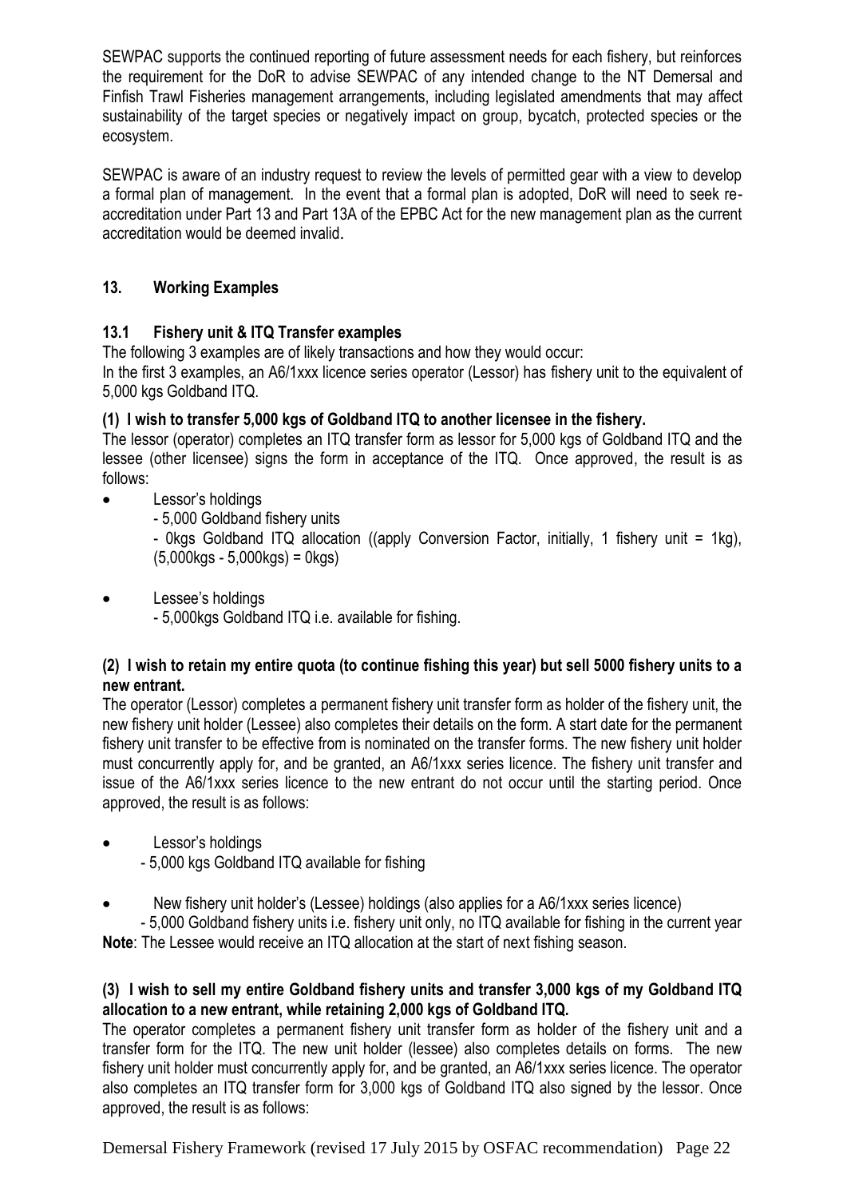SEWPAC supports the continued reporting of future assessment needs for each fishery, but reinforces the requirement for the DoR to advise SEWPAC of any intended change to the NT Demersal and Finfish Trawl Fisheries management arrangements, including legislated amendments that may affect sustainability of the target species or negatively impact on group, bycatch, protected species or the ecosystem.

SEWPAC is aware of an industry request to review the levels of permitted gear with a view to develop a formal plan of management. In the event that a formal plan is adopted, DoR will need to seek re-accreditation under Part 13 and Part 13A of the EPBC Act for the new management plan as the current accreditation would be deemed invalid.

## 13. Working Examples

### 13.1 Fishery unit & ITQ Transfer examples

The following 3 examples are of likely transactions and how they would occur:

In the first 3 examples, an A6/1xxx licence series operator (Lessor) has fishery unit to the equivalent of 5,000 kgs Goldband ITQ.

**(1) I wish to transfer 5,000 kgs of Goldband ITQ to another licensee in the fishery.**

The lessor (operator) completes an ITQ transfer form as lessor for 5,000 kgs of Goldband ITQ and the lessee (other licensee) signs the form in acceptance of the ITQ. Once approved, the result is as follows:

- Lessor's holdings
  - 5,000 Goldband fishery units
  - 0kgs Goldband ITQ allocation ((apply Conversion Factor, initially, 1 fishery unit = 1kg), (5,000kgs - 5,000kgs) = 0kgs)
- Lessee's holdings
  - 5,000kgs Goldband ITQ i.e. available for fishing.

**(2) I wish to retain my entire quota (to continue fishing this year) but sell 5000 fishery units to a new entrant.**

The operator (Lessor) completes a permanent fishery unit transfer form as holder of the fishery unit, the new fishery unit holder (Lessee) also completes their details on the form. A start date for the permanent fishery unit transfer to be effective from is nominated on the transfer forms. The new fishery unit holder must concurrently apply for, and be granted, an A6/1xxx series licence. The fishery unit transfer and issue of the A6/1xxx series licence to the new entrant do not occur until the starting period. Once approved, the result is as follows:

- Lessor's holdings
  - 5,000 kgs Goldband ITQ available for fishing
- New fishery unit holder's (Lessee) holdings (also applies for a A6/1xxx series licence)
  - 5,000 Goldband fishery units i.e. fishery unit only, no ITQ available for fishing in the current year

**Note**: The Lessee would receive an ITQ allocation at the start of next fishing season.

**(3) I wish to sell my entire Goldband fishery units and transfer 3,000 kgs of my Goldband ITQ allocation to a new entrant, while retaining 2,000 kgs of Goldband ITQ.**

The operator completes a permanent fishery unit transfer form as holder of the fishery unit and a transfer form for the ITQ. The new unit holder (lessee) also completes details on forms. The new fishery unit holder must concurrently apply for, and be granted, an A6/1xxx series licence. The operator also completes an ITQ transfer form for 3,000 kgs of Goldband ITQ also signed by the lessor. Once approved, the result is as follows: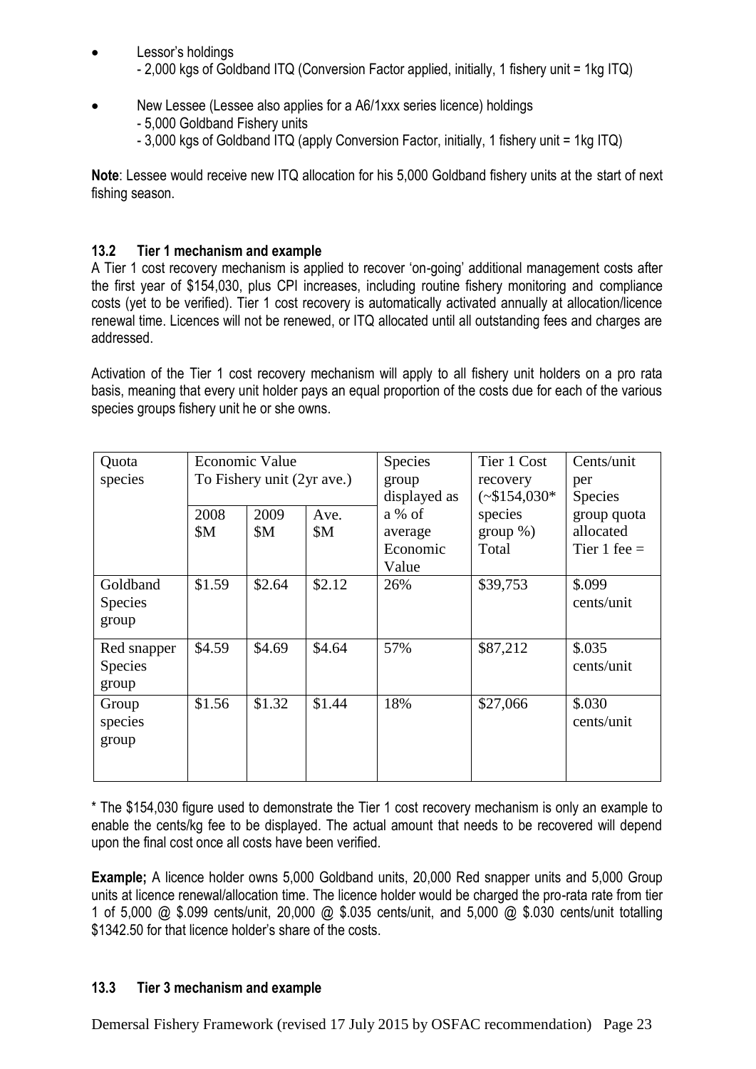- Lessor's holdings
  - 2,000 kgs of Goldband ITQ (Conversion Factor applied, initially, 1 fishery unit = 1kg ITQ)

- New Lessee (Lessee also applies for a A6/1xxx series licence) holdings
  - 5,000 Goldband Fishery units
  - 3,000 kgs of Goldband ITQ (apply Conversion Factor, initially, 1 fishery unit = 1kg ITQ)

**Note**: Lessee would receive new ITQ allocation for his 5,000 Goldband fishery units at the start of next fishing season.

### 13.2 Tier 1 mechanism and example

A Tier 1 cost recovery mechanism is applied to recover 'on-going' additional management costs after the first year of $154,030, plus CPI increases, including routine fishery monitoring and compliance costs (yet to be verified). Tier 1 cost recovery is automatically activated annually at allocation/licence renewal time. Licences will not be renewed, or ITQ allocated until all outstanding fees and charges are addressed.

Activation of the Tier 1 cost recovery mechanism will apply to all fishery unit holders on a pro rata basis, meaning that every unit holder pays an equal proportion of the costs due for each of the various species groups fishery unit he or she owns.

| Quota species | Economic Value To Fishery unit (2yr ave.) | | | Species group displayed as a % of average Economic Value | Tier 1 Cost recovery (~$154,030* species group %) Total | Cents/unit per Species group quota allocated Tier 1 fee = |
|---|---|---|---|---|---|---|
| | 2008 $M | 2009 $M | Ave. $M | | | |
| Goldband Species group | $1.59 | $2.64 | $2.12 | 26% | $39,753 | $.099 cents/unit |
| Red snapper Species group | $4.59 | $4.69 | $4.64 | 57% | $87,212 | $.035 cents/unit |
| Group species group | $1.56 | $1.32 | $1.44 | 18% | $27,066 | $.030 cents/unit |

* The $154,030 figure used to demonstrate the Tier 1 cost recovery mechanism is only an example to enable the cents/kg fee to be displayed. The actual amount that needs to be recovered will depend upon the final cost once all costs have been verified.

**Example;** A licence holder owns 5,000 Goldband units, 20,000 Red snapper units and 5,000 Group units at licence renewal/allocation time. The licence holder would be charged the pro-rata rate from tier 1 of 5,000 @ $.099 cents/unit, 20,000 @ $.035 cents/unit, and 5,000 @ $.030 cents/unit totalling $1342.50 for that licence holder's share of the costs.

### 13.3 Tier 3 mechanism and example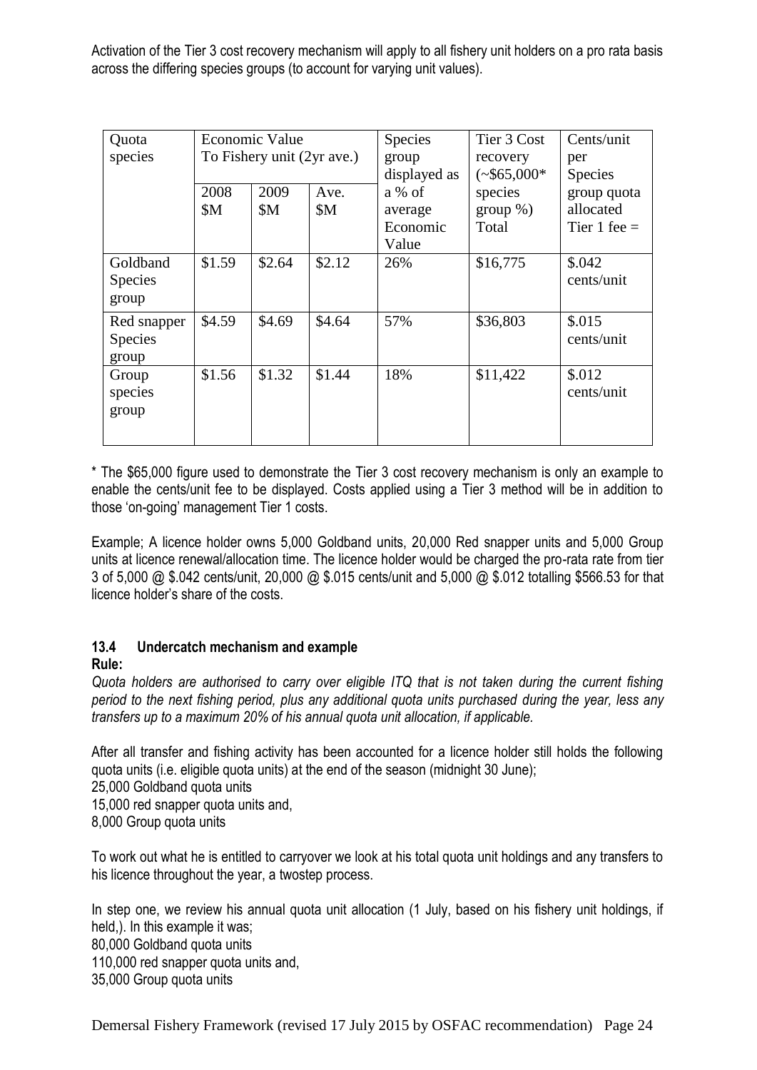Activation of the Tier 3 cost recovery mechanism will apply to all fishery unit holders on a pro rata basis across the differing species groups (to account for varying unit values).

| Quota species | Economic Value To Fishery unit (2yr ave.) | | | Species group displayed as a % of average Economic Value | Tier 3 Cost recovery (~$65,000* species group %) Total | Cents/unit per Species group quota allocated Tier 1 fee = |
|---|---|---|---|---|---|---|
| | 2008 $M | 2009 $M | Ave. $M | | | |
| Goldband Species group | $1.59 | $2.64 | $2.12 | 26% | $16,775 | $.042 cents/unit |
| Red snapper Species group | $4.59 | $4.69 | $4.64 | 57% | $36,803 | $.015 cents/unit |
| Group species group | $1.56 | $1.32 | $1.44 | 18% | $11,422 | $.012 cents/unit |

* The $65,000 figure used to demonstrate the Tier 3 cost recovery mechanism is only an example to enable the cents/unit fee to be displayed. Costs applied using a Tier 3 method will be in addition to those 'on-going' management Tier 1 costs.

Example; A licence holder owns 5,000 Goldband units, 20,000 Red snapper units and 5,000 Group units at licence renewal/allocation time. The licence holder would be charged the pro-rata rate from tier 3 of 5,000 @ $.042 cents/unit, 20,000 @ $.015 cents/unit and 5,000 @ $.012 totalling $566.53 for that licence holder's share of the costs.

### 13.4 Undercatch mechanism and example

**Rule:**

*Quota holders are authorised to carry over eligible ITQ that is not taken during the current fishing period to the next fishing period, plus any additional quota units purchased during the year, less any transfers up to a maximum 20% of his annual quota unit allocation, if applicable.*

After all transfer and fishing activity has been accounted for a licence holder still holds the following quota units (i.e. eligible quota units) at the end of the season (midnight 30 June);

25,000 Goldband quota units

15,000 red snapper quota units and,

8,000 Group quota units

To work out what he is entitled to carryover we look at his total quota unit holdings and any transfers to his licence throughout the year, a twostep process.

In step one, we review his annual quota unit allocation (1 July, based on his fishery unit holdings, if held,). In this example it was;

80,000 Goldband quota units

110,000 red snapper quota units and,

35,000 Group quota units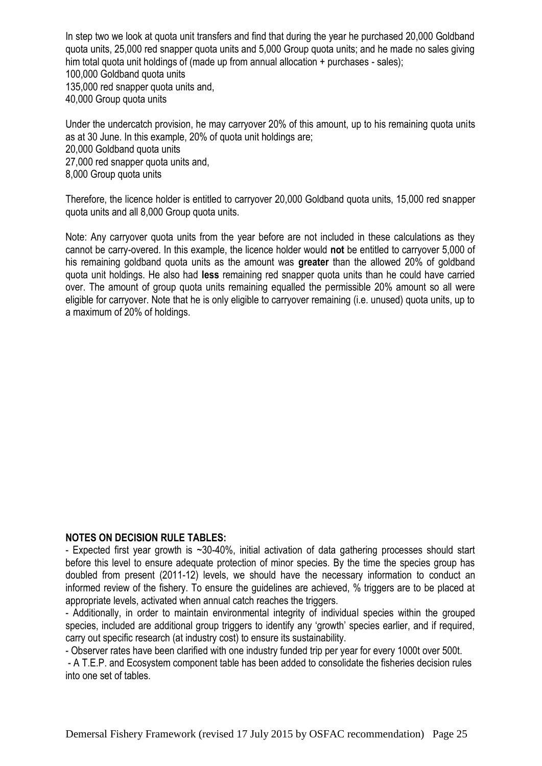In step two we look at quota unit transfers and find that during the year he purchased 20,000 Goldband quota units, 25,000 red snapper quota units and 5,000 Group quota units; and he made no sales giving him total quota unit holdings of (made up from annual allocation + purchases - sales);
100,000 Goldband quota units
135,000 red snapper quota units and,
40,000 Group quota units

Under the undercatch provision, he may carryover 20% of this amount, up to his remaining quota units as at 30 June. In this example, 20% of quota unit holdings are;
20,000 Goldband quota units
27,000 red snapper quota units and,
8,000 Group quota units

Therefore, the licence holder is entitled to carryover 20,000 Goldband quota units, 15,000 red snapper quota units and all 8,000 Group quota units.

Note: Any carryover quota units from the year before are not included in these calculations as they cannot be carry-overed. In this example, the licence holder would **not** be entitled to carryover 5,000 of his remaining goldband quota units as the amount was **greater** than the allowed 20% of goldband quota unit holdings. He also had **less** remaining red snapper quota units than he could have carried over. The amount of group quota units remaining equalled the permissible 20% amount so all were eligible for carryover. Note that he is only eligible to carryover remaining (i.e. unused) quota units, up to a maximum of 20% of holdings.

**NOTES ON DECISION RULE TABLES:**

- Expected first year growth is ~30-40%, initial activation of data gathering processes should start before this level to ensure adequate protection of minor species. By the time the species group has doubled from present (2011-12) levels, we should have the necessary information to conduct an informed review of the fishery. To ensure the guidelines are achieved, % triggers are to be placed at appropriate levels, activated when annual catch reaches the triggers.
- Additionally, in order to maintain environmental integrity of individual species within the grouped species, included are additional group triggers to identify any 'growth' species earlier, and if required, carry out specific research (at industry cost) to ensure its sustainability.
- Observer rates have been clarified with one industry funded trip per year for every 1000t over 500t.
- A T.E.P. and Ecosystem component table has been added to consolidate the fisheries decision rules into one set of tables.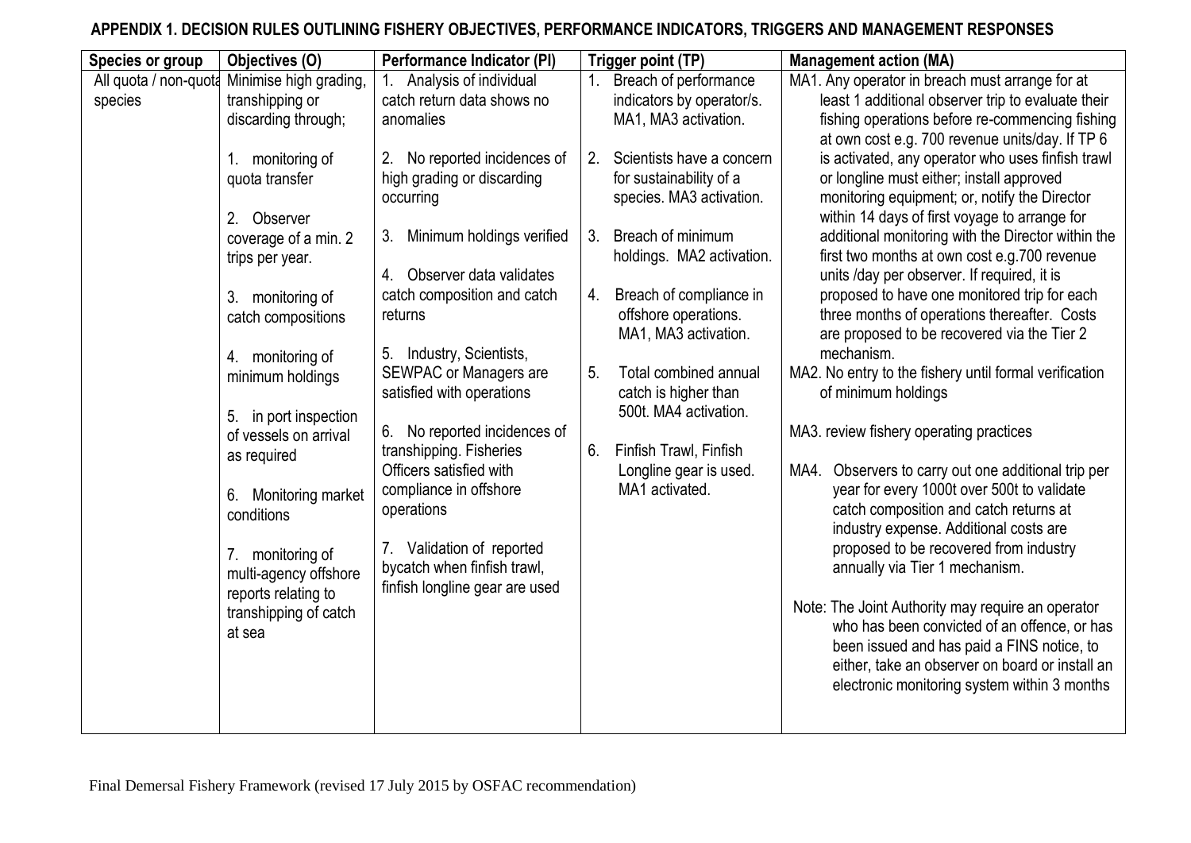## APPENDIX 1. DECISION RULES OUTLINING FISHERY OBJECTIVES, PERFORMANCE INDICATORS, TRIGGERS AND MANAGEMENT RESPONSES

| Species or group | Objectives (O) | Performance Indicator (PI) | Trigger point (TP) | Management action (MA) |
|---|---|---|---|---|
| All quota / non-quota species | Minimise high grading, transhipping or discarding through;<br><br>1. monitoring of quota transfer<br><br>2. Observer coverage of a min. 2 trips per year.<br><br>3. monitoring of catch compositions<br><br>4. monitoring of minimum holdings<br><br>5. in port inspection of vessels on arrival as required<br><br>6. Monitoring market conditions<br><br>7. monitoring of multi-agency offshore reports relating to transhipping of catch at sea | 1. Analysis of individual catch return data shows no anomalies<br><br>2. No reported incidences of high grading or discarding occurring<br><br>3. Minimum holdings verified<br><br>4. Observer data validates catch composition and catch returns<br><br>5. Industry, Scientists, SEWPAC or Managers are satisfied with operations<br><br>6. No reported incidences of transhipping. Fisheries Officers satisfied with compliance in offshore operations<br><br>7. Validation of reported bycatch when finfish trawl, finfish longline gear are used | 1. Breach of performance indicators by operator/s. MA1, MA3 activation.<br><br>2. Scientists have a concern for sustainability of a species. MA3 activation.<br><br>3. Breach of minimum holdings. MA2 activation.<br><br>4. Breach of compliance in offshore operations. MA1, MA3 activation.<br><br>5. Total combined annual catch is higher than 500t. MA4 activation.<br><br>6. Finfish Trawl, Finfish Longline gear is used. MA1 activated. | MA1. Any operator in breach must arrange for at least 1 additional observer trip to evaluate their fishing operations before re-commencing fishing at own cost e.g. 700 revenue units/day. If TP 6 is activated, any operator who uses finfish trawl or longline must either; install approved monitoring equipment; or, notify the Director within 14 days of first voyage to arrange for additional monitoring with the Director within the first two months at own cost e.g.700 revenue units /day per observer. If required, it is proposed to have one monitored trip for each three months of operations thereafter. Costs are proposed to be recovered via the Tier 2 mechanism.<br>MA2. No entry to the fishery until formal verification of minimum holdings<br><br>MA3. review fishery operating practices<br><br>MA4. Observers to carry out one additional trip per year for every 1000t over 500t to validate catch composition and catch returns at industry expense. Additional costs are proposed to be recovered from industry annually via Tier 1 mechanism.<br><br>Note: The Joint Authority may require an operator who has been convicted of an offence, or has been issued and has paid a FINS notice, to either, take an observer on board or install an electronic monitoring system within 3 months |

Final Demersal Fishery Framework (revised 17 July 2015 by OSFAC recommendation)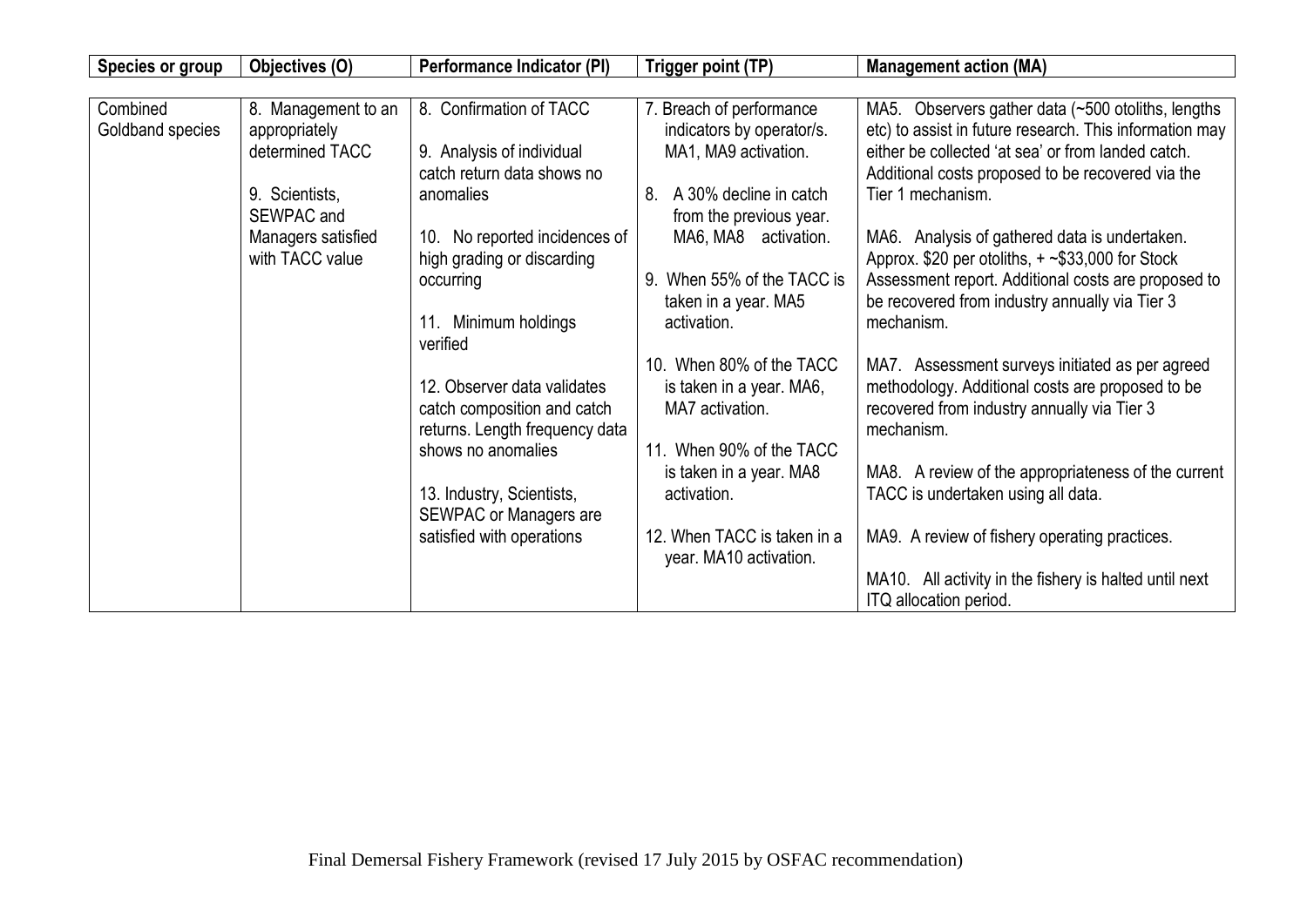| Species or group | Objectives (O) | Performance Indicator (PI) | Trigger point (TP) | Management action (MA) |
|---|---|---|---|---|
| Combined Goldband species | 8. Management to an appropriately determined TACC<br><br>9. Scientists, SEWPAC and Managers satisfied with TACC value | 8. Confirmation of TACC<br><br>9. Analysis of individual catch return data shows no anomalies<br><br>10. No reported incidences of high grading or discarding occurring<br><br>11. Minimum holdings verified<br><br>12. Observer data validates catch composition and catch returns. Length frequency data shows no anomalies<br><br>13. Industry, Scientists, SEWPAC or Managers are satisfied with operations | 7. Breach of performance indicators by operator/s. MA1, MA9 activation.<br><br>8. A 30% decline in catch from the previous year. MA6, MA8 activation.<br><br>9. When 55% of the TACC is taken in a year. MA5 activation.<br><br>10. When 80% of the TACC is taken in a year. MA6, MA7 activation.<br><br>11. When 90% of the TACC is taken in a year. MA8 activation.<br><br>12. When TACC is taken in a year. MA10 activation. | MA5. Observers gather data (~500 otoliths, lengths etc) to assist in future research. This information may either be collected 'at sea' or from landed catch. Additional costs proposed to be recovered via the Tier 1 mechanism.<br><br>MA6. Analysis of gathered data is undertaken. Approx. $20 per otoliths, + ~$33,000 for Stock Assessment report. Additional costs are proposed to be recovered from industry annually via Tier 3 mechanism.<br><br>MA7. Assessment surveys initiated as per agreed methodology. Additional costs are proposed to be recovered from industry annually via Tier 3 mechanism.<br><br>MA8. A review of the appropriateness of the current TACC is undertaken using all data.<br><br>MA9. A review of fishery operating practices.<br><br>MA10. All activity in the fishery is halted until next ITQ allocation period. |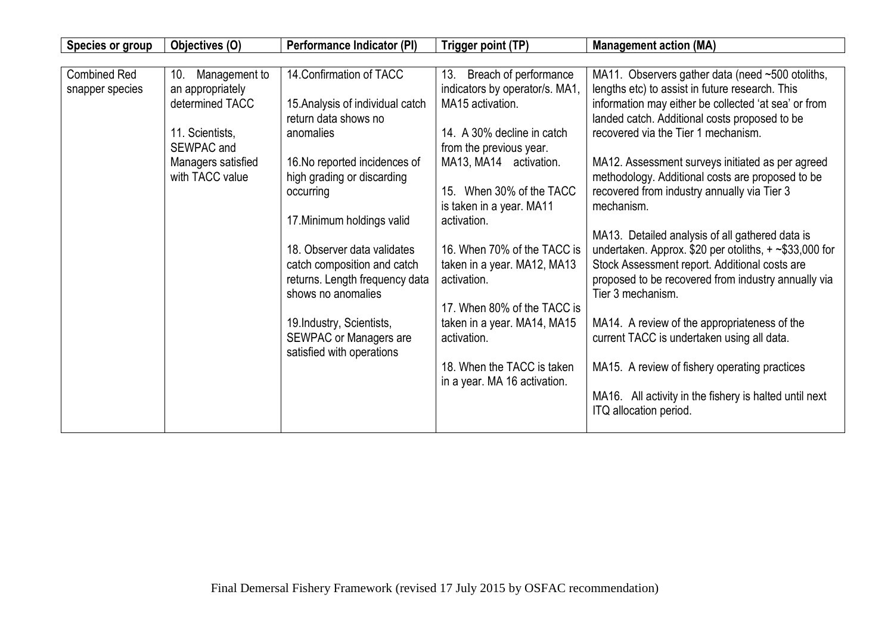| Species or group | Objectives (O) | Performance Indicator (PI) | Trigger point (TP) | Management action (MA) |
|---|---|---|---|---|
| Combined Red snapper species | 10. Management to an appropriately determined TACC<br><br>11. Scientists, SEWPAC and Managers satisfied with TACC value | 14.Confirmation of TACC<br><br>15.Analysis of individual catch return data shows no anomalies<br><br>16.No reported incidences of high grading or discarding occurring<br><br>17.Minimum holdings valid<br><br>18. Observer data validates catch composition and catch returns. Length frequency data shows no anomalies<br><br>19.Industry, Scientists, SEWPAC or Managers are satisfied with operations | 13. Breach of performance indicators by operator/s. MA1, MA15 activation.<br><br>14. A 30% decline in catch from the previous year. MA13, MA14 activation.<br><br>15. When 30% of the TACC is taken in a year. MA11 activation.<br><br>16. When 70% of the TACC is taken in a year. MA12, MA13 activation.<br><br>17. When 80% of the TACC is taken in a year. MA14, MA15 activation.<br><br>18. When the TACC is taken in a year. MA 16 activation. | MA11. Observers gather data (need ~500 otoliths, lengths etc) to assist in future research. This information may either be collected 'at sea' or from landed catch. Additional costs proposed to be recovered via the Tier 1 mechanism.<br><br>MA12. Assessment surveys initiated as per agreed methodology. Additional costs are proposed to be recovered from industry annually via Tier 3 mechanism.<br><br>MA13. Detailed analysis of all gathered data is undertaken. Approx. $20 per otoliths, + ~$33,000 for Stock Assessment report. Additional costs are proposed to be recovered from industry annually via Tier 3 mechanism.<br><br>MA14. A review of the appropriateness of the current TACC is undertaken using all data.<br><br>MA15. A review of fishery operating practices<br><br>MA16. All activity in the fishery is halted until next ITQ allocation period. |

Final Demersal Fishery Framework (revised 17 July 2015 by OSFAC recommendation)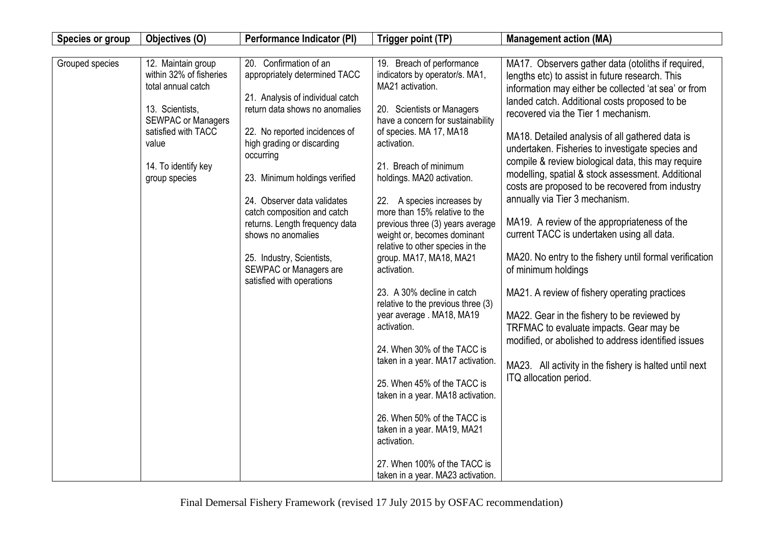| Species or group | Objectives (O) | Performance Indicator (PI) | Trigger point (TP) | Management action (MA) |
|---|---|---|---|---|
| Grouped species | 12. Maintain group within 32% of fisheries total annual catch<br><br>13. Scientists, SEWPAC or Managers satisfied with TACC value<br><br>14. To identify key group species | 20. Confirmation of an appropriately determined TACC<br><br>21. Analysis of individual catch return data shows no anomalies<br><br>22. No reported incidences of high grading or discarding occurring<br><br>23. Minimum holdings verified<br><br>24. Observer data validates catch composition and catch returns. Length frequency data shows no anomalies<br><br>25. Industry, Scientists, SEWPAC or Managers are satisfied with operations | 19. Breach of performance indicators by operator/s. MA1, MA21 activation.<br><br>20. Scientists or Managers have a concern for sustainability of species. MA 17, MA18 activation.<br><br>21. Breach of minimum holdings. MA20 activation.<br><br>22. A species increases by more than 15% relative to the previous three (3) years average weight or, becomes dominant relative to other species in the group. MA17, MA18, MA21 activation.<br><br>23. A 30% decline in catch relative to the previous three (3) year average . MA18, MA19 activation.<br><br>24. When 30% of the TACC is taken in a year. MA17 activation.<br><br>25. When 45% of the TACC is taken in a year. MA18 activation.<br><br>26. When 50% of the TACC is taken in a year. MA19, MA21 activation.<br><br>27. When 100% of the TACC is taken in a year. MA23 activation. | MA17. Observers gather data (otoliths if required, lengths etc) to assist in future research. This information may either be collected 'at sea' or from landed catch. Additional costs proposed to be recovered via the Tier 1 mechanism.<br><br>MA18. Detailed analysis of all gathered data is undertaken. Fisheries to investigate species and compile & review biological data, this may require modelling, spatial & stock assessment. Additional costs are proposed to be recovered from industry annually via Tier 3 mechanism.<br><br>MA19. A review of the appropriateness of the current TACC is undertaken using all data.<br><br>MA20. No entry to the fishery until formal verification of minimum holdings<br><br>MA21. A review of fishery operating practices<br><br>MA22. Gear in the fishery to be reviewed by TRFMAC to evaluate impacts. Gear may be modified, or abolished to address identified issues<br><br>MA23. All activity in the fishery is halted until next ITQ allocation period. |

Final Demersal Fishery Framework (revised 17 July 2015 by OSFAC recommendation)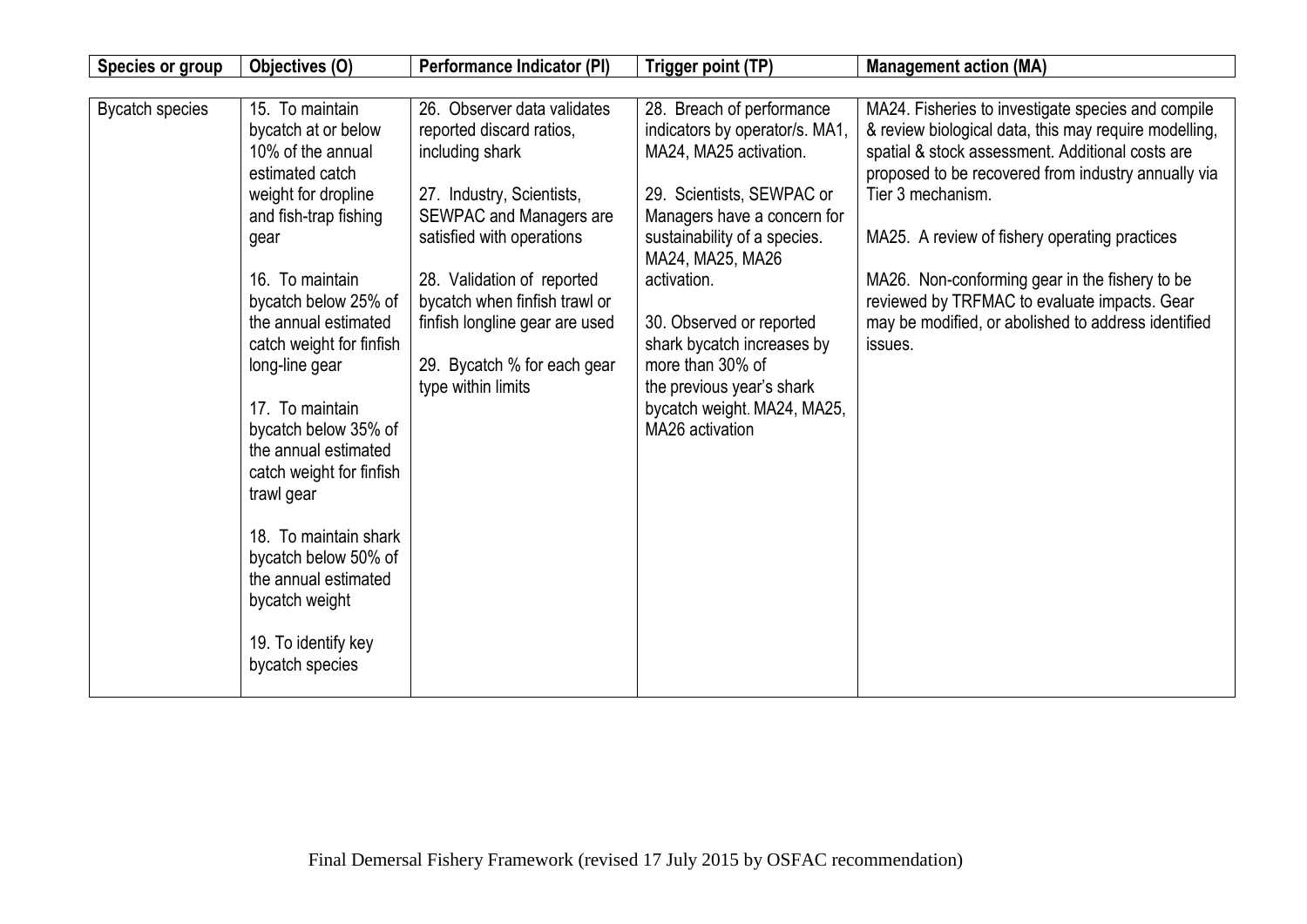| Species or group | Objectives (O) | Performance Indicator (PI) | Trigger point (TP) | Management action (MA) |
|---|---|---|---|---|
| Bycatch species | 15. To maintain bycatch at or below 10% of the annual estimated catch weight for dropline and fish-trap fishing gear<br><br>16. To maintain bycatch below 25% of the annual estimated catch weight for finfish long-line gear<br><br>17. To maintain bycatch below 35% of the annual estimated catch weight for finfish trawl gear<br><br>18. To maintain shark bycatch below 50% of the annual estimated bycatch weight<br><br>19. To identify key bycatch species | 26. Observer data validates reported discard ratios, including shark<br><br>27. Industry, Scientists, SEWPAC and Managers are satisfied with operations<br><br>28. Validation of reported bycatch when finfish trawl or finfish longline gear are used<br><br>29. Bycatch % for each gear type within limits | 28. Breach of performance indicators by operator/s. MA1, MA24, MA25 activation.<br><br>29. Scientists, SEWPAC or Managers have a concern for sustainability of a species. MA24, MA25, MA26 activation.<br><br>30. Observed or reported shark bycatch increases by more than 30% of the previous year's shark bycatch weight. MA24, MA25, MA26 activation | MA24. Fisheries to investigate species and compile & review biological data, this may require modelling, spatial & stock assessment. Additional costs are proposed to be recovered from industry annually via Tier 3 mechanism.<br><br>MA25. A review of fishery operating practices<br><br>MA26. Non-conforming gear in the fishery to be reviewed by TRFMAC to evaluate impacts. Gear may be modified, or abolished to address identified issues. |

Final Demersal Fishery Framework (revised 17 July 2015 by OSFAC recommendation)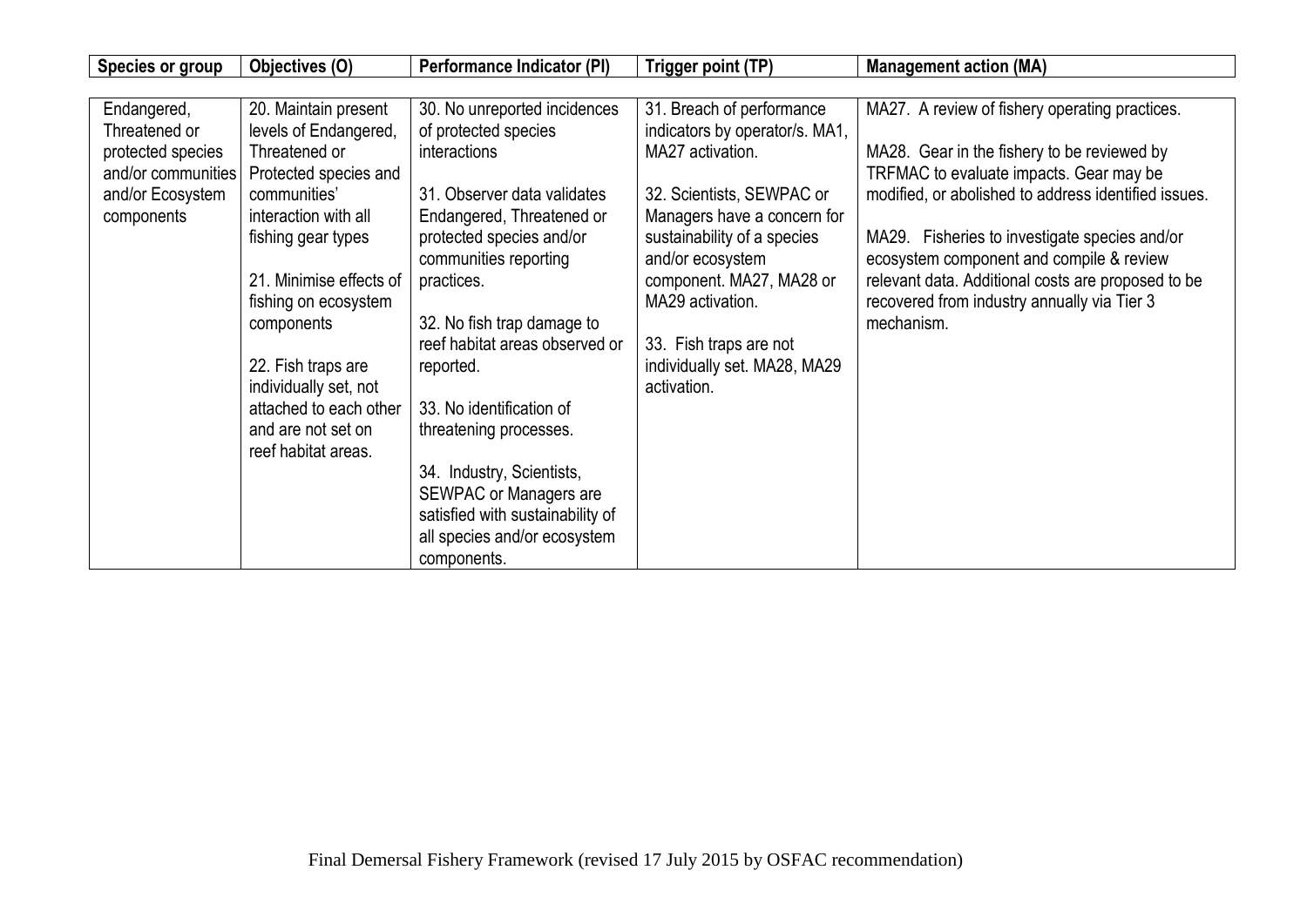| Species or group | Objectives (O) | Performance Indicator (PI) | Trigger point (TP) | Management action (MA) |
|---|---|---|---|---|
| Endangered, Threatened or protected species and/or communities and/or Ecosystem components | 20. Maintain present levels of Endangered, Threatened or Protected species and communities' interaction with all fishing gear types<br><br>21. Minimise effects of fishing on ecosystem components<br><br>22. Fish traps are individually set, not attached to each other and are not set on reef habitat areas. | 30. No unreported incidences of protected species interactions<br><br>31. Observer data validates Endangered, Threatened or protected species and/or communities reporting practices.<br><br>32. No fish trap damage to reef habitat areas observed or reported.<br><br>33. No identification of threatening processes.<br><br>34. Industry, Scientists, SEWPAC or Managers are satisfied with sustainability of all species and/or ecosystem components. | 31. Breach of performance indicators by operator/s. MA1, MA27 activation.<br><br>32. Scientists, SEWPAC or Managers have a concern for sustainability of a species and/or ecosystem component. MA27, MA28 or MA29 activation.<br><br>33. Fish traps are not individually set. MA28, MA29 activation. | MA27. A review of fishery operating practices.<br><br>MA28. Gear in the fishery to be reviewed by TRFMAC to evaluate impacts. Gear may be modified, or abolished to address identified issues.<br><br>MA29. Fisheries to investigate species and/or ecosystem component and compile & review relevant data. Additional costs are proposed to be recovered from industry annually via Tier 3 mechanism. |

Final Demersal Fishery Framework (revised 17 July 2015 by OSFAC recommendation)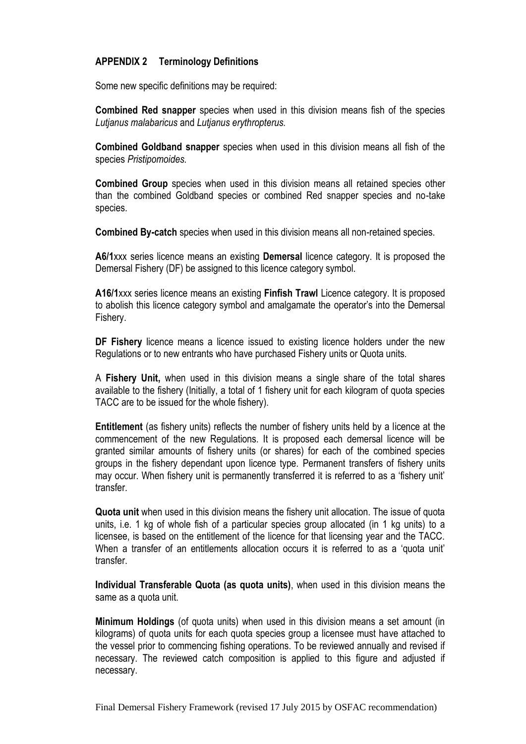## APPENDIX 2 Terminology Definitions

Some new specific definitions may be required:

**Combined Red snapper** species when used in this division means fish of the species *Lutjanus malabaricus* and *Lutjanus erythropterus.*

**Combined Goldband snapper** species when used in this division means all fish of the species *Pristipomoides.*

**Combined Group** species when used in this division means all retained species other than the combined Goldband species or combined Red snapper species and no-take species.

**Combined By-catch** species when used in this division means all non-retained species.

**A6/1**xxx series licence means an existing **Demersal** licence category. It is proposed the Demersal Fishery (DF) be assigned to this licence category symbol.

**A16/1**xxx series licence means an existing **Finfish Trawl** Licence category. It is proposed to abolish this licence category symbol and amalgamate the operator's into the Demersal Fishery.

**DF Fishery** licence means a licence issued to existing licence holders under the new Regulations or to new entrants who have purchased Fishery units or Quota units.

A **Fishery Unit,** when used in this division means a single share of the total shares available to the fishery (Initially, a total of 1 fishery unit for each kilogram of quota species TACC are to be issued for the whole fishery).

**Entitlement** (as fishery units) reflects the number of fishery units held by a licence at the commencement of the new Regulations. It is proposed each demersal licence will be granted similar amounts of fishery units (or shares) for each of the combined species groups in the fishery dependant upon licence type. Permanent transfers of fishery units may occur. When fishery unit is permanently transferred it is referred to as a 'fishery unit' transfer.

**Quota unit** when used in this division means the fishery unit allocation. The issue of quota units, i.e. 1 kg of whole fish of a particular species group allocated (in 1 kg units) to a licensee, is based on the entitlement of the licence for that licensing year and the TACC. When a transfer of an entitlements allocation occurs it is referred to as a 'quota unit' transfer.

**Individual Transferable Quota (as quota units)**, when used in this division means the same as a quota unit.

**Minimum Holdings** (of quota units) when used in this division means a set amount (in kilograms) of quota units for each quota species group a licensee must have attached to the vessel prior to commencing fishing operations. To be reviewed annually and revised if necessary. The reviewed catch composition is applied to this figure and adjusted if necessary.